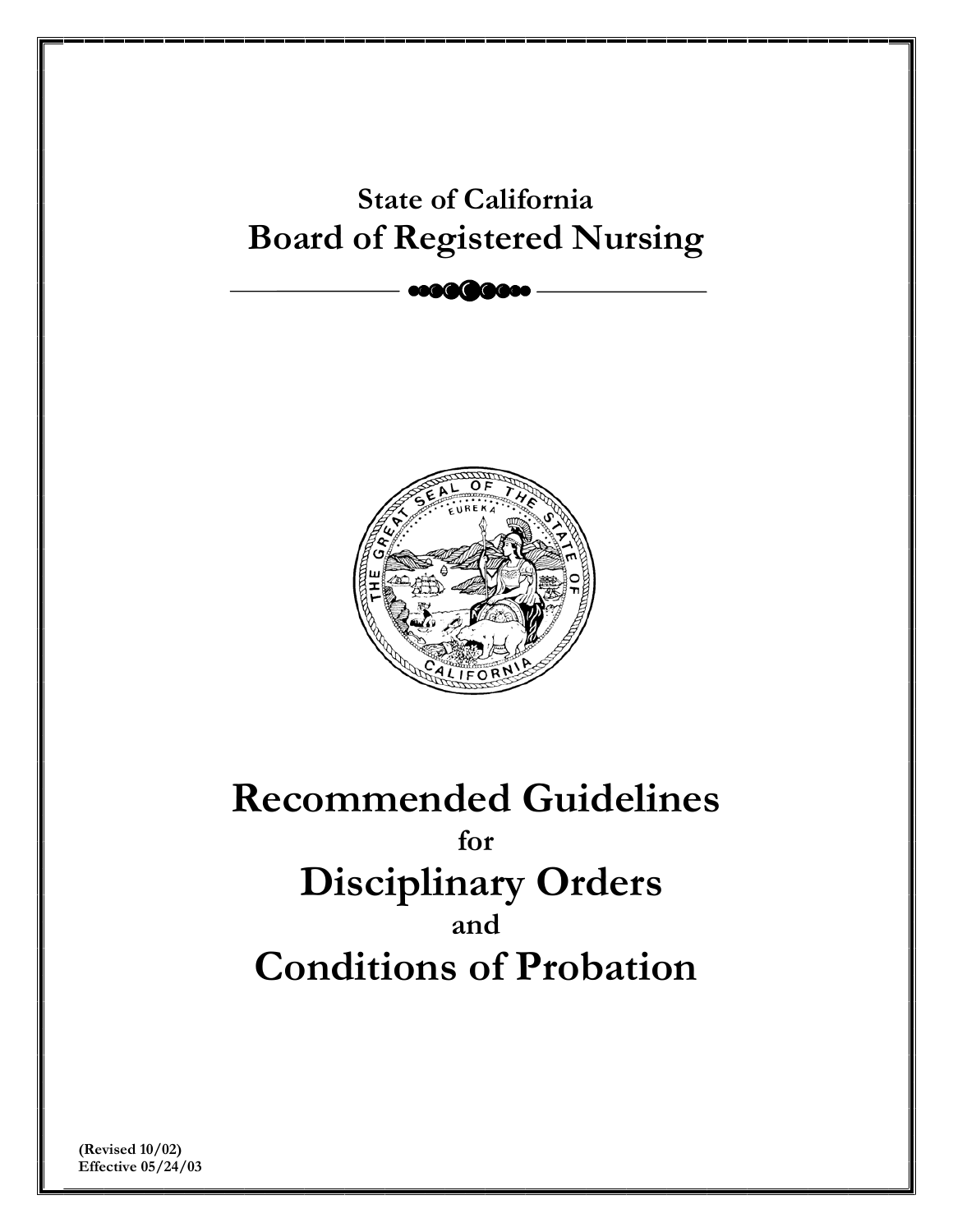**State of California**

# Board of Registered Nursing

# Recommended Guidelines

**for**

# Disciplinary Orders

**and**

# Conditions of Probation

**(Revised 10/02)**
**Effective 05/24/03**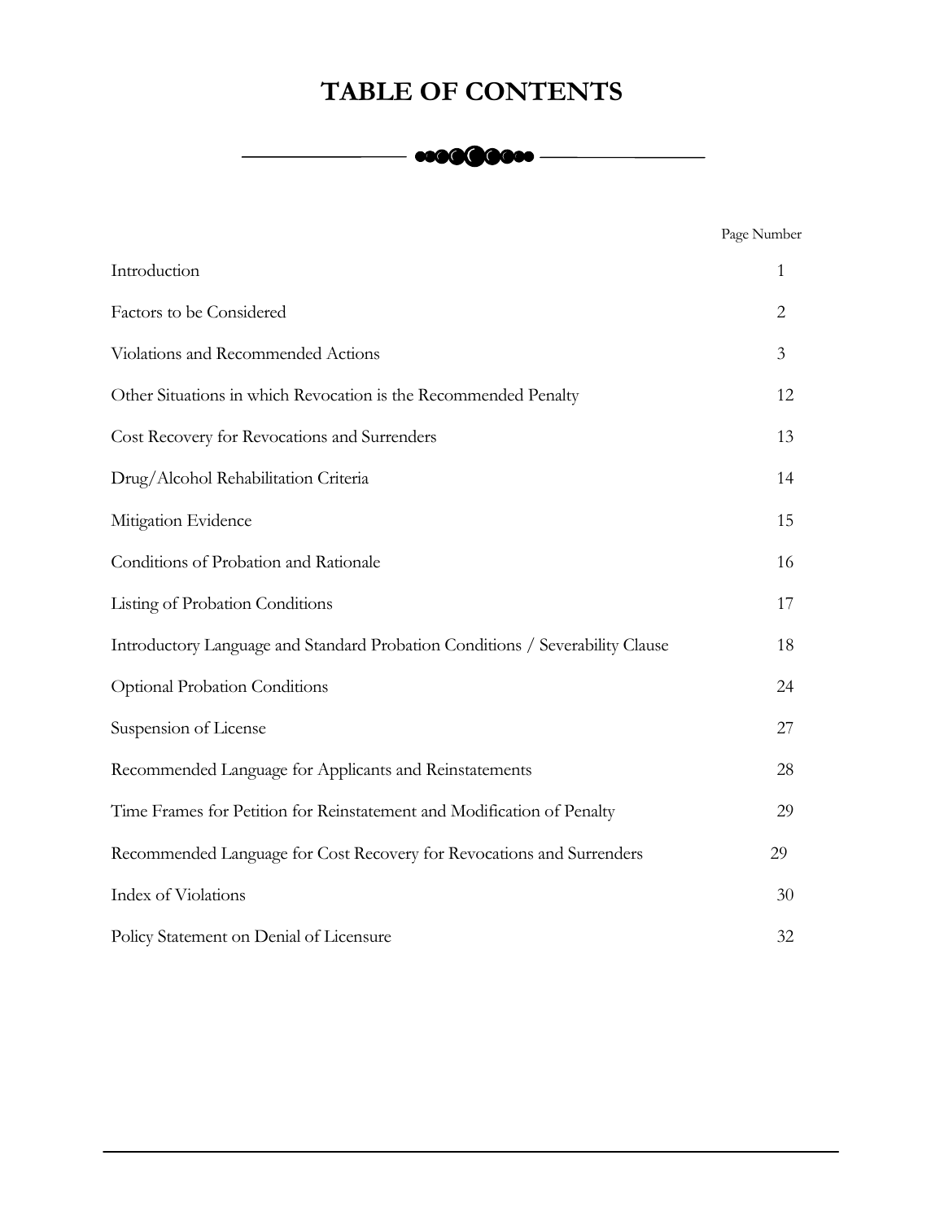# TABLE OF CONTENTS

| | Page Number |
|---|---|
| Introduction | 1 |
| Factors to be Considered | 2 |
| Violations and Recommended Actions | 3 |
| Other Situations in which Revocation is the Recommended Penalty | 12 |
| Cost Recovery for Revocations and Surrenders | 13 |
| Drug/Alcohol Rehabilitation Criteria | 14 |
| Mitigation Evidence | 15 |
| Conditions of Probation and Rationale | 16 |
| Listing of Probation Conditions | 17 |
| Introductory Language and Standard Probation Conditions / Severability Clause | 18 |
| Optional Probation Conditions | 24 |
| Suspension of License | 27 |
| Recommended Language for Applicants and Reinstatements | 28 |
| Time Frames for Petition for Reinstatement and Modification of Penalty | 29 |
| Recommended Language for Cost Recovery for Revocations and Surrenders | 29 |
| Index of Violations | 30 |
| Policy Statement on Denial of Licensure | 32 |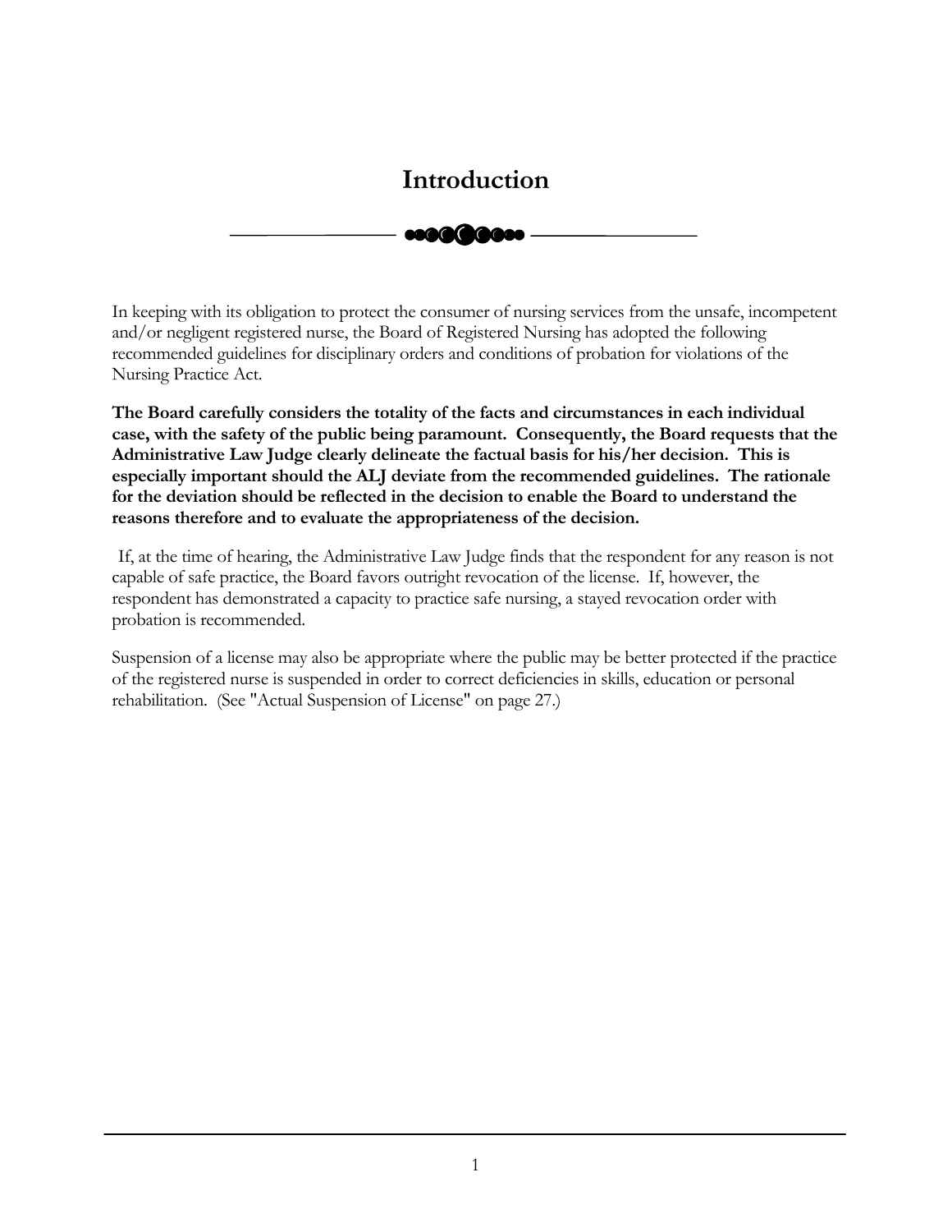# Introduction

In keeping with its obligation to protect the consumer of nursing services from the unsafe, incompetent and/or negligent registered nurse, the Board of Registered Nursing has adopted the following recommended guidelines for disciplinary orders and conditions of probation for violations of the Nursing Practice Act.

**The Board carefully considers the totality of the facts and circumstances in each individual case, with the safety of the public being paramount. Consequently, the Board requests that the Administrative Law Judge clearly delineate the factual basis for his/her decision. This is especially important should the ALJ deviate from the recommended guidelines. The rationale for the deviation should be reflected in the decision to enable the Board to understand the reasons therefore and to evaluate the appropriateness of the decision.**

If, at the time of hearing, the Administrative Law Judge finds that the respondent for any reason is not capable of safe practice, the Board favors outright revocation of the license. If, however, the respondent has demonstrated a capacity to practice safe nursing, a stayed revocation order with probation is recommended.

Suspension of a license may also be appropriate where the public may be better protected if the practice of the registered nurse is suspended in order to correct deficiencies in skills, education or personal rehabilitation. (See "Actual Suspension of License" on page 27.)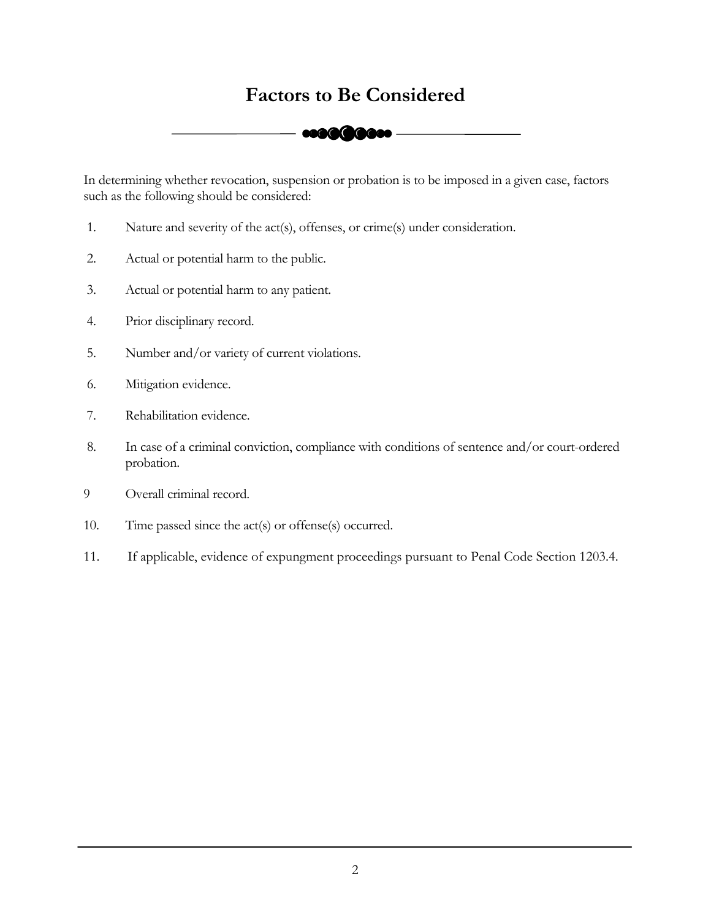# Factors to Be Considered

In determining whether revocation, suspension or probation is to be imposed in a given case, factors such as the following should be considered:

1. Nature and severity of the act(s), offenses, or crime(s) under consideration.
2. Actual or potential harm to the public.
3. Actual or potential harm to any patient.
4. Prior disciplinary record.
5. Number and/or variety of current violations.
6. Mitigation evidence.
7. Rehabilitation evidence.
8. In case of a criminal conviction, compliance with conditions of sentence and/or court-ordered probation.
9. Overall criminal record.
10. Time passed since the act(s) or offense(s) occurred.
11. If applicable, evidence of expungment proceedings pursuant to Penal Code Section 1203.4.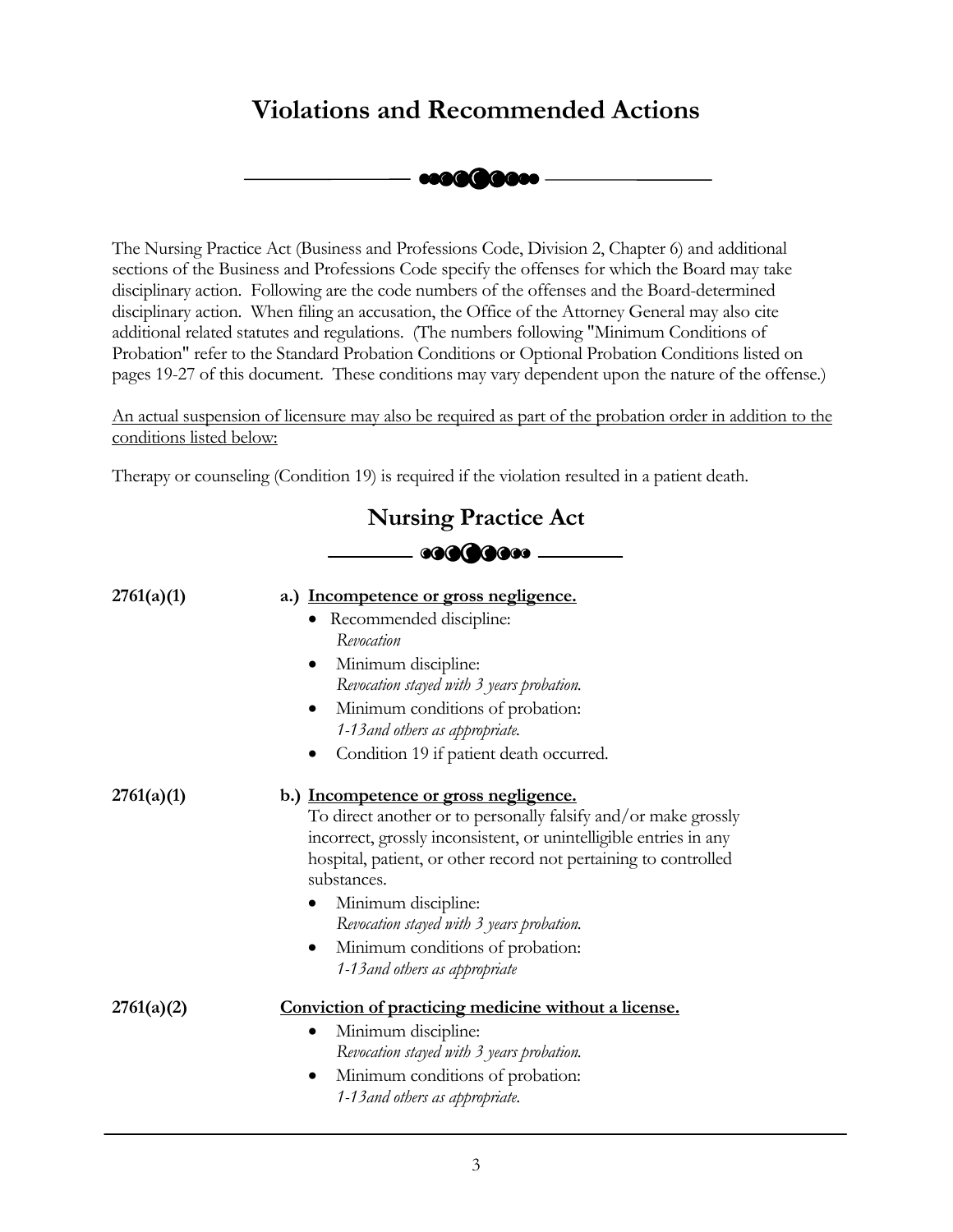# Violations and Recommended Actions

The Nursing Practice Act (Business and Professions Code, Division 2, Chapter 6) and additional sections of the Business and Professions Code specify the offenses for which the Board may take disciplinary action. Following are the code numbers of the offenses and the Board-determined disciplinary action. When filing an accusation, the Office of the Attorney General may also cite additional related statutes and regulations. (The numbers following "Minimum Conditions of Probation" refer to the Standard Probation Conditions or Optional Probation Conditions listed on pages 19-27 of this document. These conditions may vary dependent upon the nature of the offense.)

An actual suspension of licensure may also be required as part of the probation order in addition to the conditions listed below:

Therapy or counseling (Condition 19) is required if the violation resulted in a patient death.

## Nursing Practice Act

**2761(a)(1)**

a.) **Incompetence or gross negligence.**

- Recommended discipline:
  *Revocation*
- Minimum discipline:
  *Revocation stayed with 3 years probation.*
- Minimum conditions of probation:
  *1-13and others as appropriate.*
- Condition 19 if patient death occurred.

**2761(a)(1)**

b.) **Incompetence or gross negligence.**

To direct another or to personally falsify and/or make grossly incorrect, grossly inconsistent, or unintelligible entries in any hospital, patient, or other record not pertaining to controlled substances.

- Minimum discipline:
  *Revocation stayed with 3 years probation.*
- Minimum conditions of probation:
  *1-13and others as appropriate*

**2761(a)(2)**

**Conviction of practicing medicine without a license.**

- Minimum discipline:
  *Revocation stayed with 3 years probation.*
- Minimum conditions of probation:
  *1-13and others as appropriate.*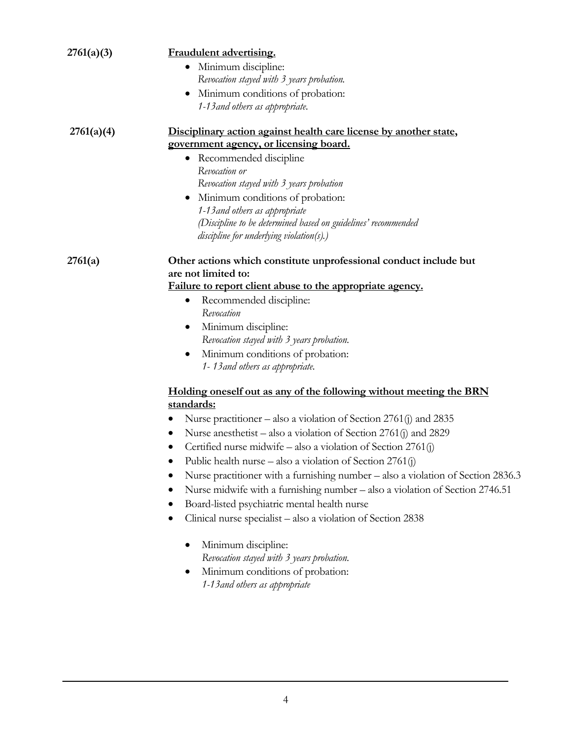**2761(a)(3)** **<u>Fraudulent advertising.</u>**

- Minimum discipline:
  *Revocation stayed with 3 years probation.*
- Minimum conditions of probation:
  *1-13and others as appropriate.*

**2761(a)(4)** **<u>Disciplinary action against health care license by another state, government agency, or licensing board.</u>**

- Recommended discipline
  *Revocation or*
  *Revocation stayed with 3 years probation*
- Minimum conditions of probation:
  *1-13and others as appropriate*
  *(Discipline to be determined based on guidelines' recommended discipline for underlying violation(s).)*

**2761(a)** **Other actions which constitute unprofessional conduct include but are not limited to:**

**<u>Failure to report client abuse to the appropriate agency.</u>**

- Recommended discipline:
  *Revocation*
- Minimum discipline:
  *Revocation stayed with 3 years probation.*
- Minimum conditions of probation:
  *1- 13and others as appropriate.*

**<u>Holding oneself out as any of the following without meeting the BRN standards:</u>**

- Nurse practitioner – also a violation of Section 2761(j) and 2835
- Nurse anesthetist – also a violation of Section 2761(j) and 2829
- Certified nurse midwife – also a violation of Section 2761(j)
- Public health nurse – also a violation of Section 2761(j)
- Nurse practitioner with a furnishing number – also a violation of Section 2836.3
- Nurse midwife with a furnishing number – also a violation of Section 2746.51
- Board-listed psychiatric mental health nurse
- Clinical nurse specialist – also a violation of Section 2838

  - Minimum discipline:
    *Revocation stayed with 3 years probation.*
  - Minimum conditions of probation:
    *1-13and others as appropriate*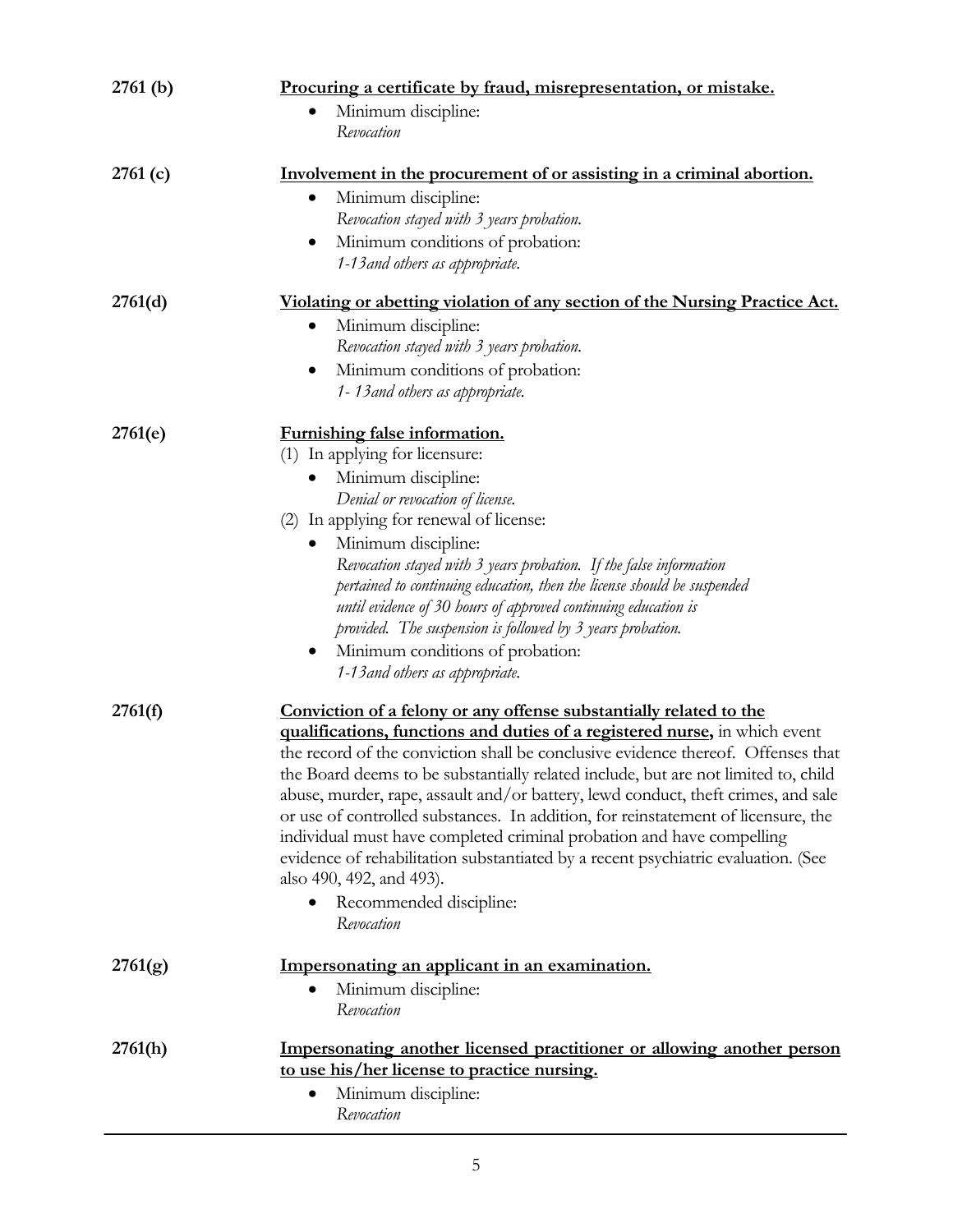**2761 (b)** **Procuring a certificate by fraud, misrepresentation, or mistake.**

- Minimum discipline:
  *Revocation*

**2761 (c)** **Involvement in the procurement of or assisting in a criminal abortion.**

- Minimum discipline:
  *Revocation stayed with 3 years probation.*
- Minimum conditions of probation:
  *1-13and others as appropriate.*

**2761(d)** **Violating or abetting violation of any section of the Nursing Practice Act.**

- Minimum discipline:
  *Revocation stayed with 3 years probation.*
- Minimum conditions of probation:
  *1- 13and others as appropriate.*

**2761(e)** **Furnishing false information.**

(1) In applying for licensure:

- Minimum discipline:
  *Denial or revocation of license.*

(2) In applying for renewal of license:

- Minimum discipline:
  *Revocation stayed with 3 years probation. If the false information pertained to continuing education, then the license should be suspended until evidence of 30 hours of approved continuing education is provided. The suspension is followed by 3 years probation.*
- Minimum conditions of probation:
  *1-13and others as appropriate.*

**2761(f)** **Conviction of a felony or any offense substantially related to the qualifications, functions and duties of a registered nurse,** in which event the record of the conviction shall be conclusive evidence thereof. Offenses that the Board deems to be substantially related include, but are not limited to, child abuse, murder, rape, assault and/or battery, lewd conduct, theft crimes, and sale or use of controlled substances. In addition, for reinstatement of licensure, the individual must have completed criminal probation and have compelling evidence of rehabilitation substantiated by a recent psychiatric evaluation. (See also 490, 492, and 493).

- Recommended discipline:
  *Revocation*

**2761(g)** **Impersonating an applicant in an examination.**

- Minimum discipline:
  *Revocation*

**2761(h)** **Impersonating another licensed practitioner or allowing another person to use his/her license to practice nursing.**

- Minimum discipline:
  *Revocation*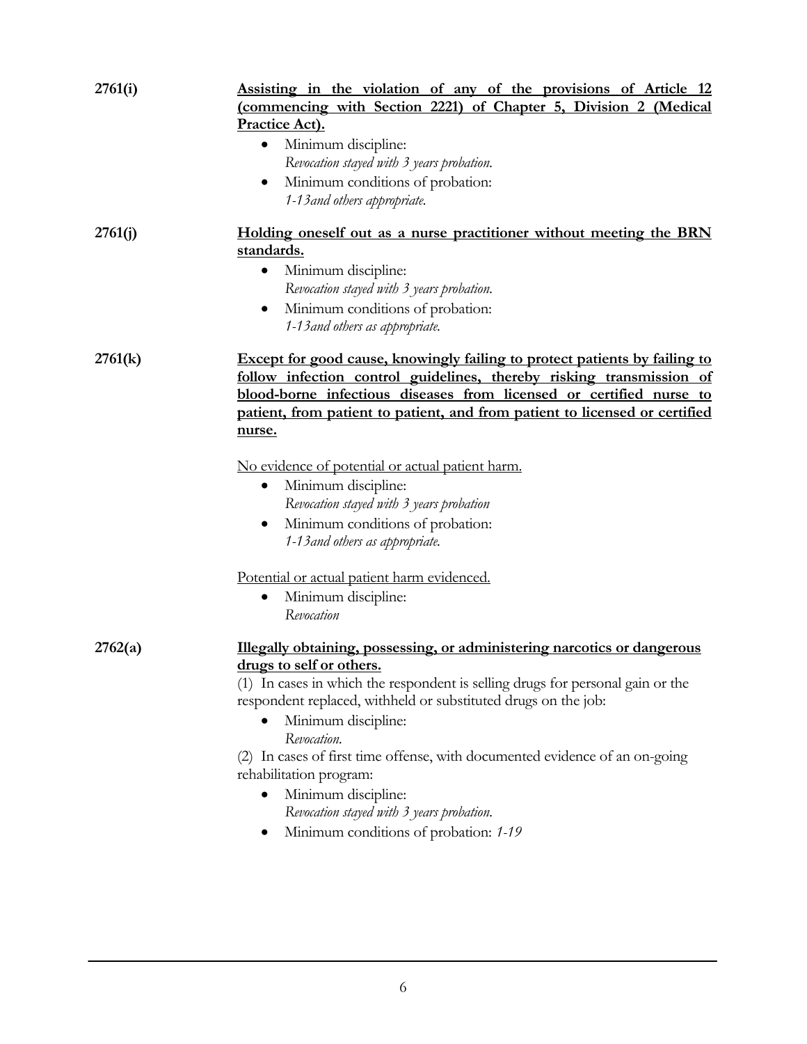**2761(i)** **Assisting in the violation of any of the provisions of Article 12 (commencing with Section 2221) of Chapter 5, Division 2 (Medical Practice Act).**

- Minimum discipline:
  *Revocation stayed with 3 years probation.*
- Minimum conditions of probation:
  *1-13and others appropriate.*

**2761(j)** **Holding oneself out as a nurse practitioner without meeting the BRN standards.**

- Minimum discipline:
  *Revocation stayed with 3 years probation.*
- Minimum conditions of probation:
  *1-13and others as appropriate.*

**2761(k)** **Except for good cause, knowingly failing to protect patients by failing to follow infection control guidelines, thereby risking transmission of blood-borne infectious diseases from licensed or certified nurse to patient, from patient to patient, and from patient to licensed or certified nurse.**

No evidence of potential or actual patient harm.

- Minimum discipline:
  *Revocation stayed with 3 years probation*
- Minimum conditions of probation:
  *1-13and others as appropriate.*

Potential or actual patient harm evidenced.

- Minimum discipline:
  *Revocation*

**2762(a)** **Illegally obtaining, possessing, or administering narcotics or dangerous drugs to self or others.**

(1) In cases in which the respondent is selling drugs for personal gain or the respondent replaced, withheld or substituted drugs on the job:

- Minimum discipline:
  *Revocation.*

(2) In cases of first time offense, with documented evidence of an on-going rehabilitation program:

- Minimum discipline:
  *Revocation stayed with 3 years probation.*
- Minimum conditions of probation: *1-19*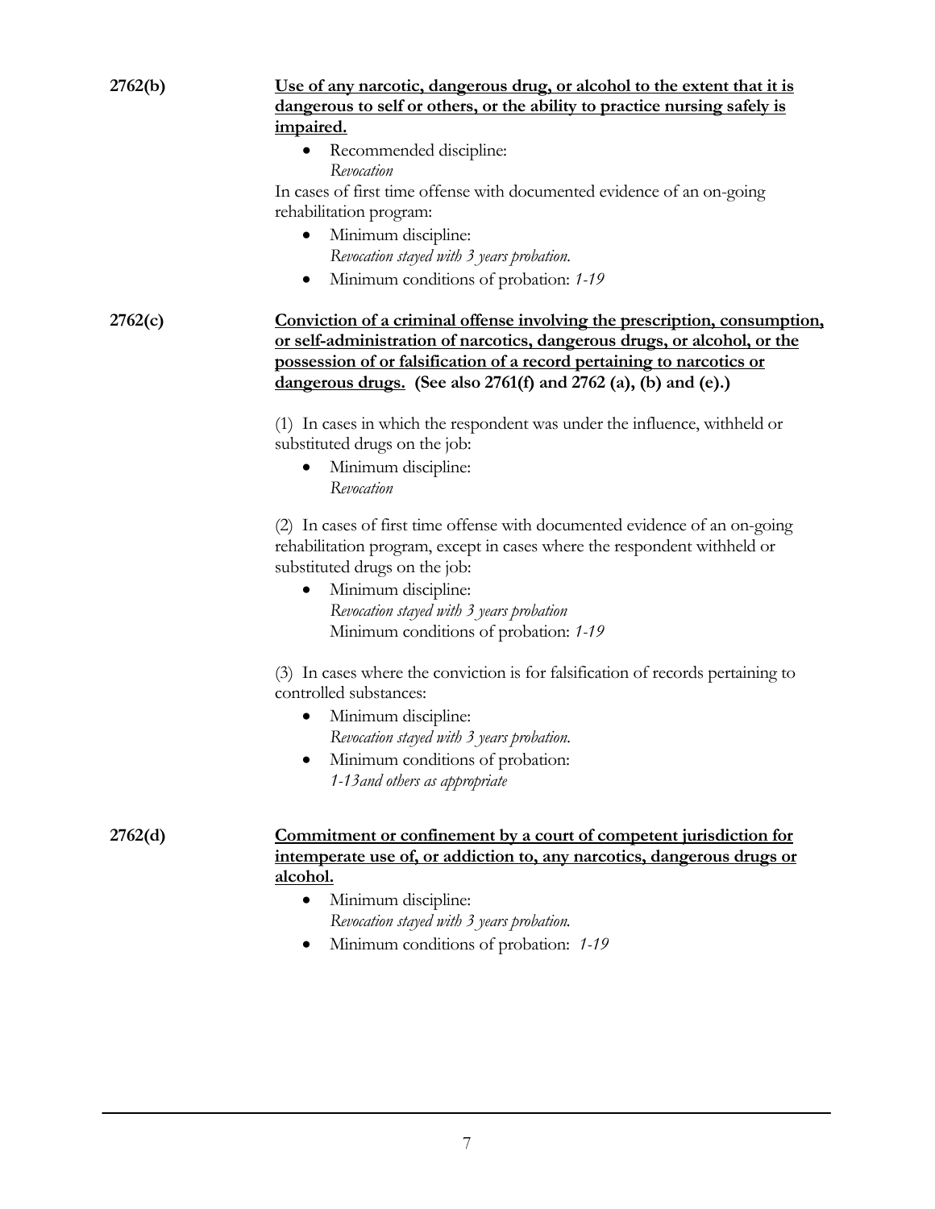**2762(b)** **<u>Use of any narcotic, dangerous drug, or alcohol to the extent that it is dangerous to self or others, or the ability to practice nursing safely is impaired.</u>**

- Recommended discipline:
  *Revocation*

In cases of first time offense with documented evidence of an on-going rehabilitation program:

- Minimum discipline:
  *Revocation stayed with 3 years probation.*
- Minimum conditions of probation: *1-19*

**2762(c)** **<u>Conviction of a criminal offense involving the prescription, consumption, or self-administration of narcotics, dangerous drugs, or alcohol, or the possession of or falsification of a record pertaining to narcotics or dangerous drugs.</u> (See also 2761(f) and 2762 (a), (b) and (e).)**

(1) In cases in which the respondent was under the influence, withheld or substituted drugs on the job:

- Minimum discipline:
  *Revocation*

(2) In cases of first time offense with documented evidence of an on-going rehabilitation program, except in cases where the respondent withheld or substituted drugs on the job:

- Minimum discipline:
  *Revocation stayed with 3 years probation*
  Minimum conditions of probation: *1-19*

(3) In cases where the conviction is for falsification of records pertaining to controlled substances:

- Minimum discipline:
  *Revocation stayed with 3 years probation.*
- Minimum conditions of probation:
  *1-13and others as appropriate*

**2762(d)** **<u>Commitment or confinement by a court of competent jurisdiction for intemperate use of, or addiction to, any narcotics, dangerous drugs or alcohol.</u>**

- Minimum discipline:
  *Revocation stayed with 3 years probation.*
- Minimum conditions of probation: *1-19*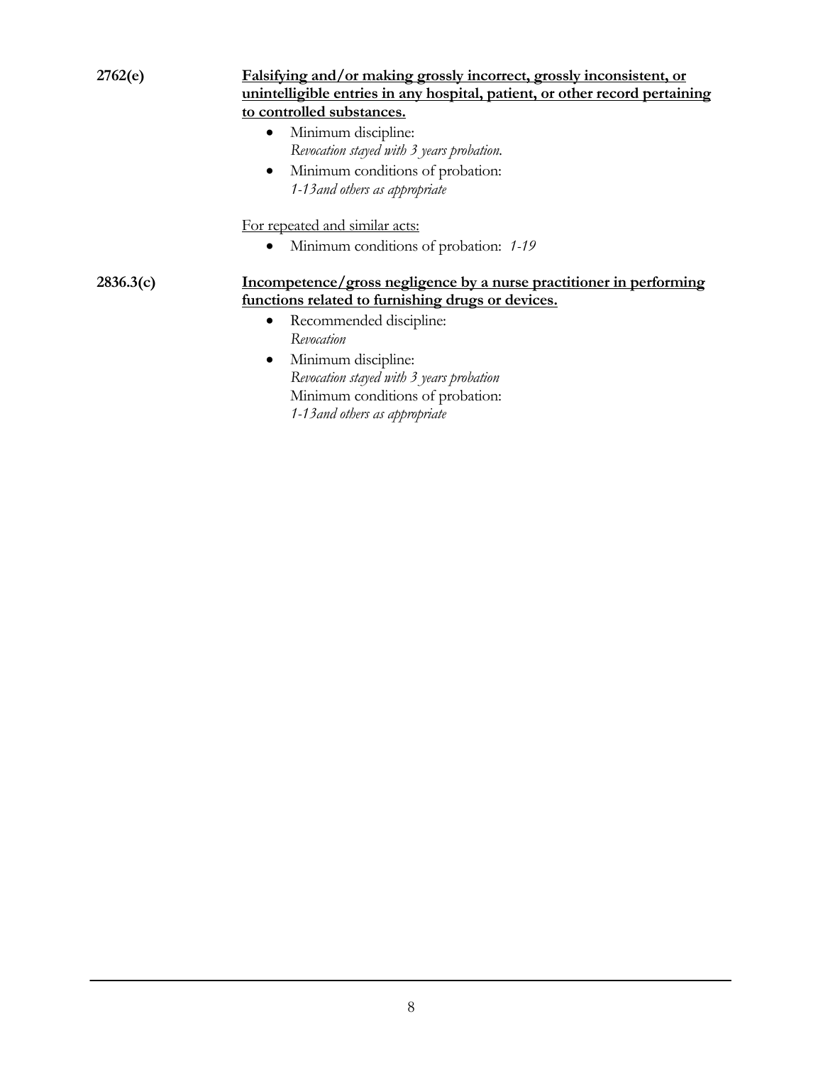**2762(e)** **<u>Falsifying and/or making grossly incorrect, grossly inconsistent, or unintelligible entries in any hospital, patient, or other record pertaining to controlled substances.</u>**

- Minimum discipline:
  *Revocation stayed with 3 years probation.*
- Minimum conditions of probation:
  *1-13and others as appropriate*

<u>For repeated and similar acts:</u>

- Minimum conditions of probation: *1-19*

**2836.3(c)** **<u>Incompetence/gross negligence by a nurse practitioner in performing functions related to furnishing drugs or devices.</u>**

- Recommended discipline:
  *Revocation*
- Minimum discipline:
  *Revocation stayed with 3 years probation*
  Minimum conditions of probation:
  *1-13and others as appropriate*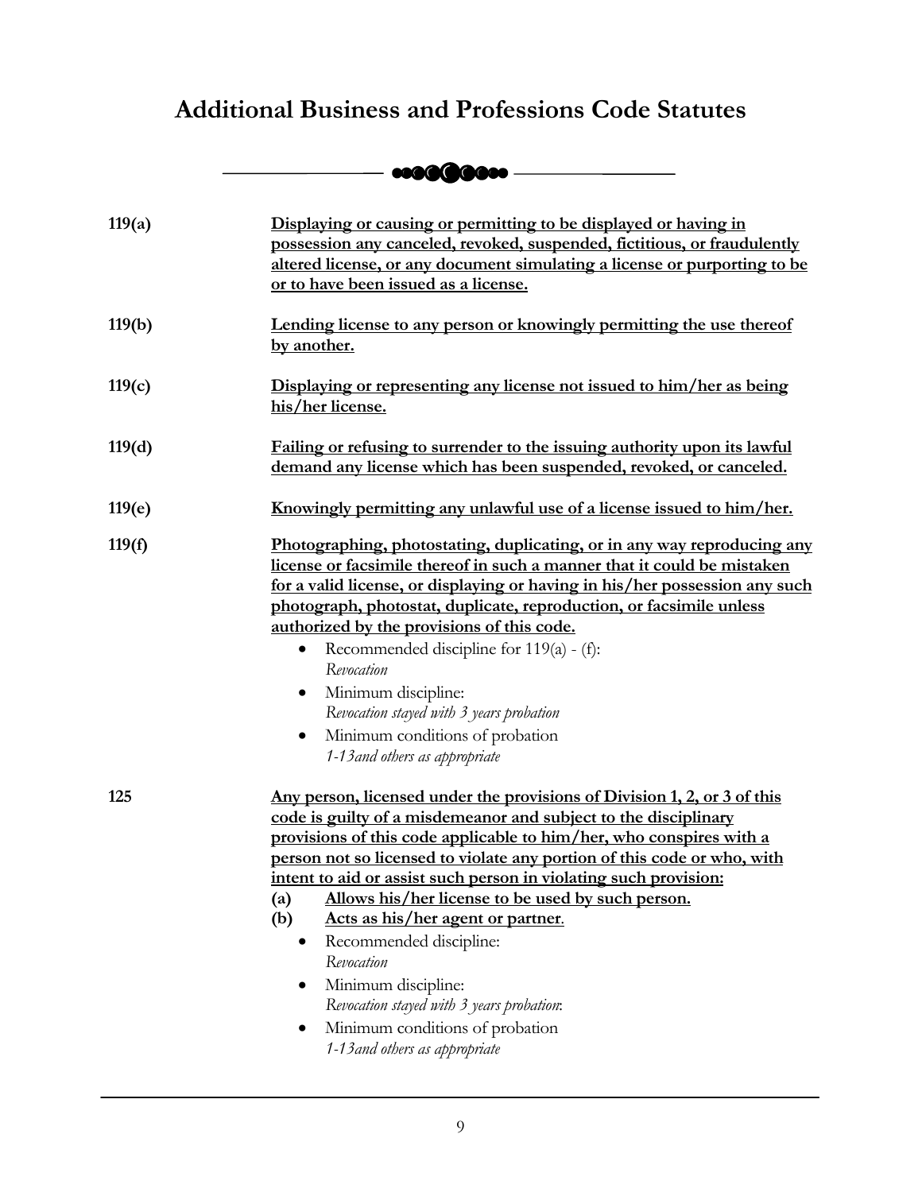# Additional Business and Professions Code Statutes

**119(a)** **Displaying or causing or permitting to be displayed or having in possession any canceled, revoked, suspended, fictitious, or fraudulently altered license, or any document simulating a license or purporting to be or to have been issued as a license.**

**119(b)** **Lending license to any person or knowingly permitting the use thereof by another.**

**119(c)** **Displaying or representing any license not issued to him/her as being his/her license.**

**119(d)** **Failing or refusing to surrender to the issuing authority upon its lawful demand any license which has been suspended, revoked, or canceled.**

**119(e)** **Knowingly permitting any unlawful use of a license issued to him/her.**

**119(f)** **Photographing, photostating, duplicating, or in any way reproducing any license or facsimile thereof in such a manner that it could be mistaken for a valid license, or displaying or having in his/her possession any such photograph, photostat, duplicate, reproduction, or facsimile unless authorized by the provisions of this code.**

- Recommended discipline for 119(a) - (f):
  *Revocation*
- Minimum discipline:
  *Revocation stayed with 3 years probation*
- Minimum conditions of probation
  *1-13and others as appropriate*

**125** **Any person, licensed under the provisions of Division 1, 2, or 3 of this code is guilty of a misdemeanor and subject to the disciplinary provisions of this code applicable to him/her, who conspires with a person not so licensed to violate any portion of this code or who, with intent to aid or assist such person in violating such provision:**

**(a)** **Allows his/her license to be used by such person.**

**(b)** **Acts as his/her agent or partner**.

- Recommended discipline:
  *Revocation*
- Minimum discipline:
  *Revocation stayed with 3 years probation*:
- Minimum conditions of probation
  *1-13and others as appropriate*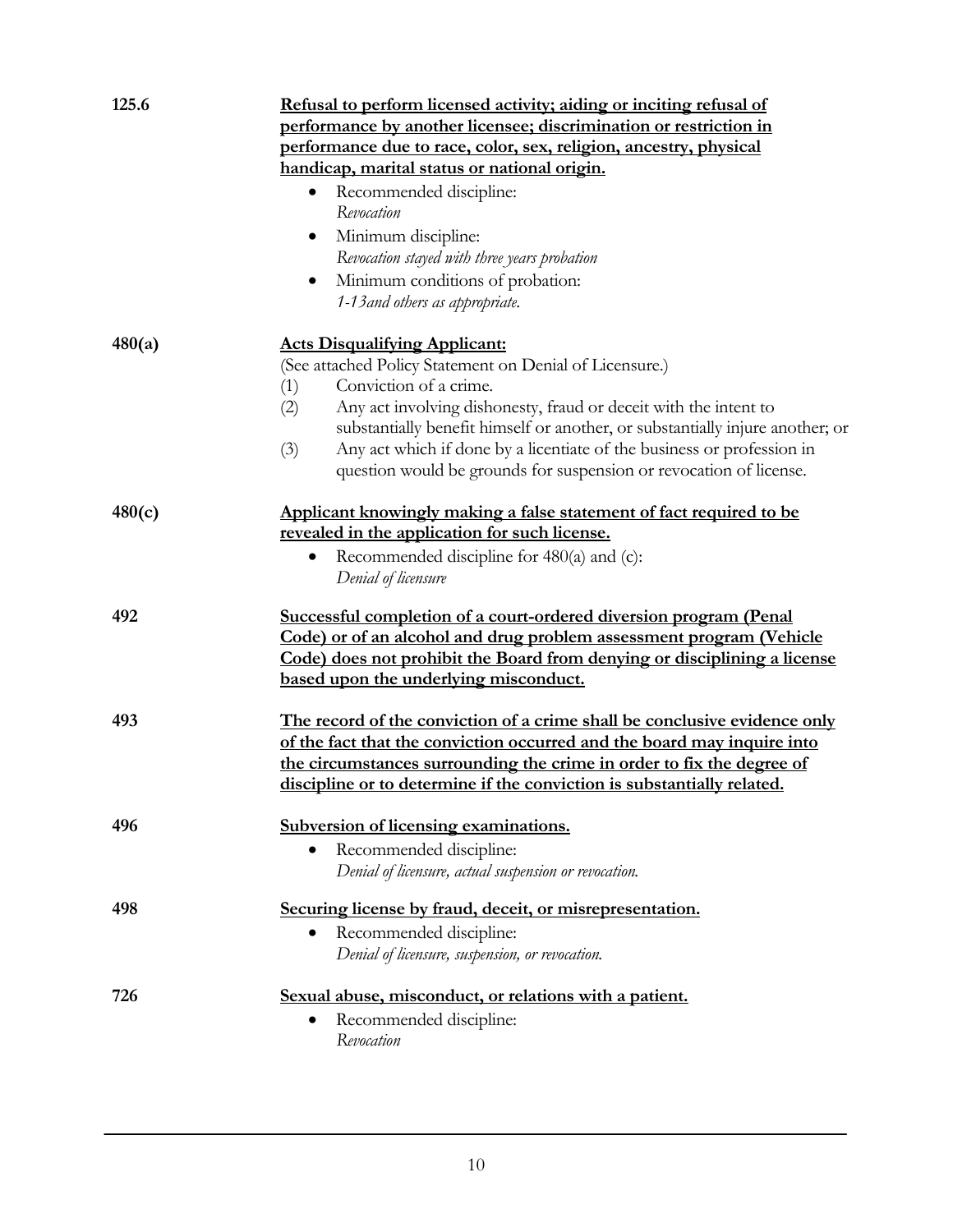**125.6** **<u>Refusal to perform licensed activity; aiding or inciting refusal of performance by another licensee; discrimination or restriction in performance due to race, color, sex, religion, ancestry, physical handicap, marital status or national origin.</u>**

- Recommended discipline:
  *Revocation*
- Minimum discipline:
  *Revocation stayed with three years probation*
- Minimum conditions of probation:
  *1-13and others as appropriate.*

**480(a)** **<u>Acts Disqualifying Applicant:</u>**

(See attached Policy Statement on Denial of Licensure.)

(1) Conviction of a crime.

(2) Any act involving dishonesty, fraud or deceit with the intent to substantially benefit himself or another, or substantially injure another; or

(3) Any act which if done by a licentiate of the business or profession in question would be grounds for suspension or revocation of license.

**480(c)** **<u>Applicant knowingly making a false statement of fact required to be revealed in the application for such license.</u>**

- Recommended discipline for 480(a) and (c):
  *Denial of licensure*

**492** **<u>Successful completion of a court-ordered diversion program (Penal Code) or of an alcohol and drug problem assessment program (Vehicle Code) does not prohibit the Board from denying or disciplining a license based upon the underlying misconduct.</u>**

**493** **<u>The record of the conviction of a crime shall be conclusive evidence only of the fact that the conviction occurred and the board may inquire into the circumstances surrounding the crime in order to fix the degree of discipline or to determine if the conviction is substantially related.</u>**

**496** **<u>Subversion of licensing examinations.</u>**

- Recommended discipline:
  *Denial of licensure, actual suspension or revocation.*

**498** **<u>Securing license by fraud, deceit, or misrepresentation.</u>**

- Recommended discipline:
  *Denial of licensure, suspension, or revocation.*

**726** **<u>Sexual abuse, misconduct, or relations with a patient.</u>**

- Recommended discipline:
  *Revocation*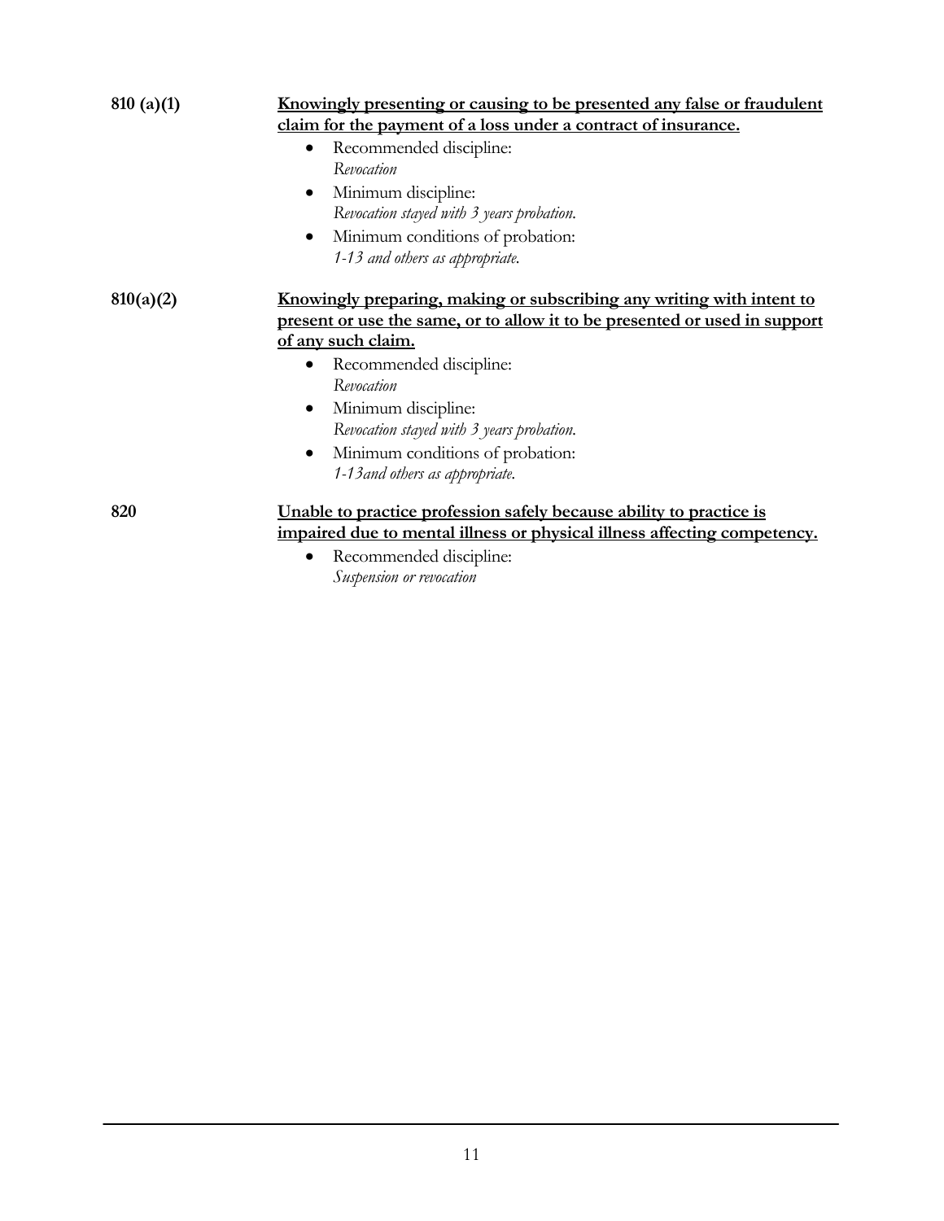**810 (a)(1)** **Knowingly presenting or causing to be presented any false or fraudulent claim for the payment of a loss under a contract of insurance.**

- Recommended discipline:
  *Revocation*
- Minimum discipline:
  *Revocation stayed with 3 years probation.*
- Minimum conditions of probation:
  *1-13 and others as appropriate.*

**810(a)(2)** **Knowingly preparing, making or subscribing any writing with intent to present or use the same, or to allow it to be presented or used in support of any such claim.**

- Recommended discipline:
  *Revocation*
- Minimum discipline:
  *Revocation stayed with 3 years probation.*
- Minimum conditions of probation:
  *1-13and others as appropriate.*

**820** **Unable to practice profession safely because ability to practice is impaired due to mental illness or physical illness affecting competency.**

- Recommended discipline:
  *Suspension or revocation*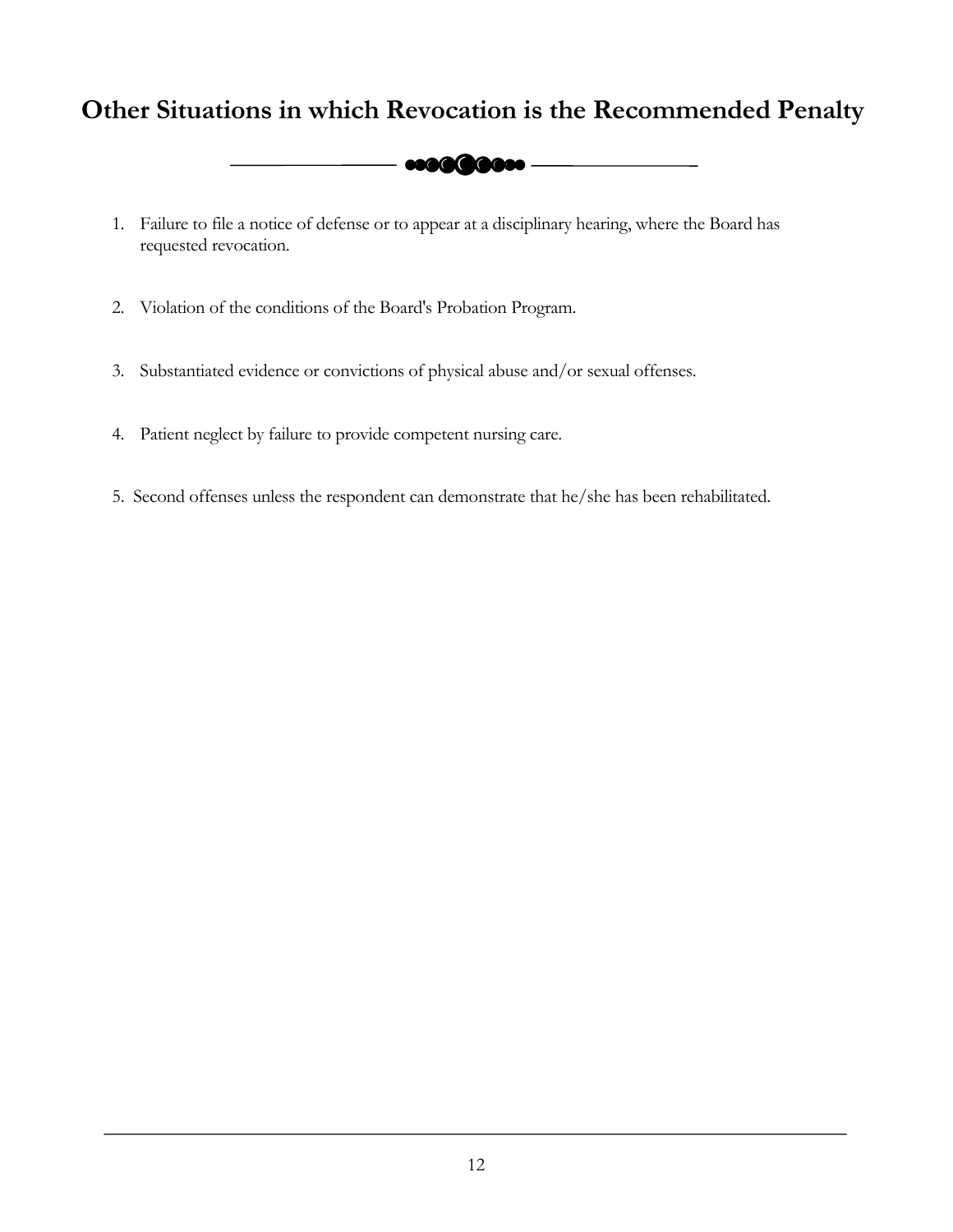# Other Situations in which Revocation is the Recommended Penalty

1. Failure to file a notice of defense or to appear at a disciplinary hearing, where the Board has requested revocation.

2. Violation of the conditions of the Board's Probation Program.

3. Substantiated evidence or convictions of physical abuse and/or sexual offenses.

4. Patient neglect by failure to provide competent nursing care.

5. Second offenses unless the respondent can demonstrate that he/she has been rehabilitated.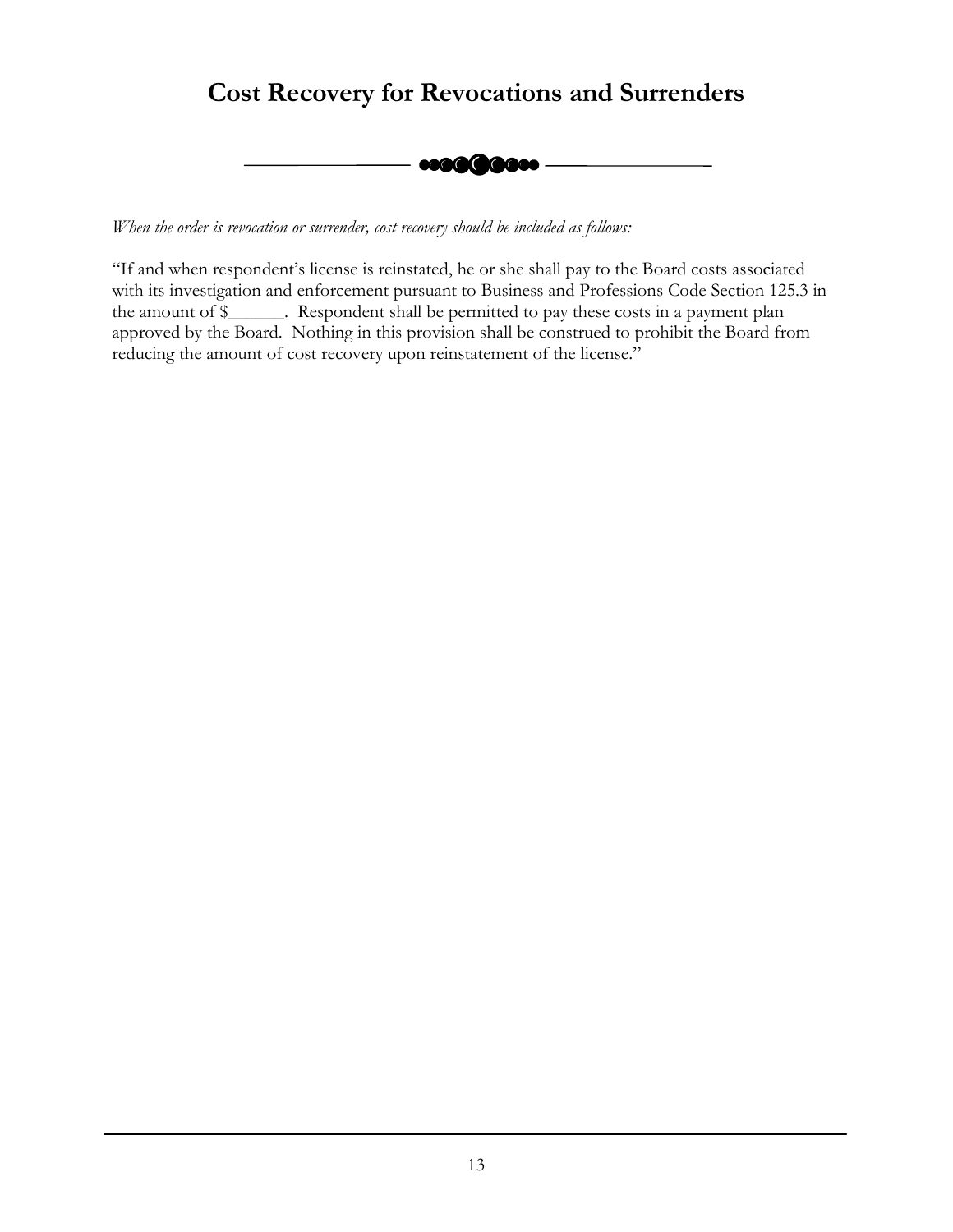# Cost Recovery for Revocations and Surrenders

*When the order is revocation or surrender, cost recovery should be included as follows:*

"If and when respondent's license is reinstated, he or she shall pay to the Board costs associated with its investigation and enforcement pursuant to Business and Professions Code Section 125.3 in the amount of $______. Respondent shall be permitted to pay these costs in a payment plan approved by the Board. Nothing in this provision shall be construed to prohibit the Board from reducing the amount of cost recovery upon reinstatement of the license."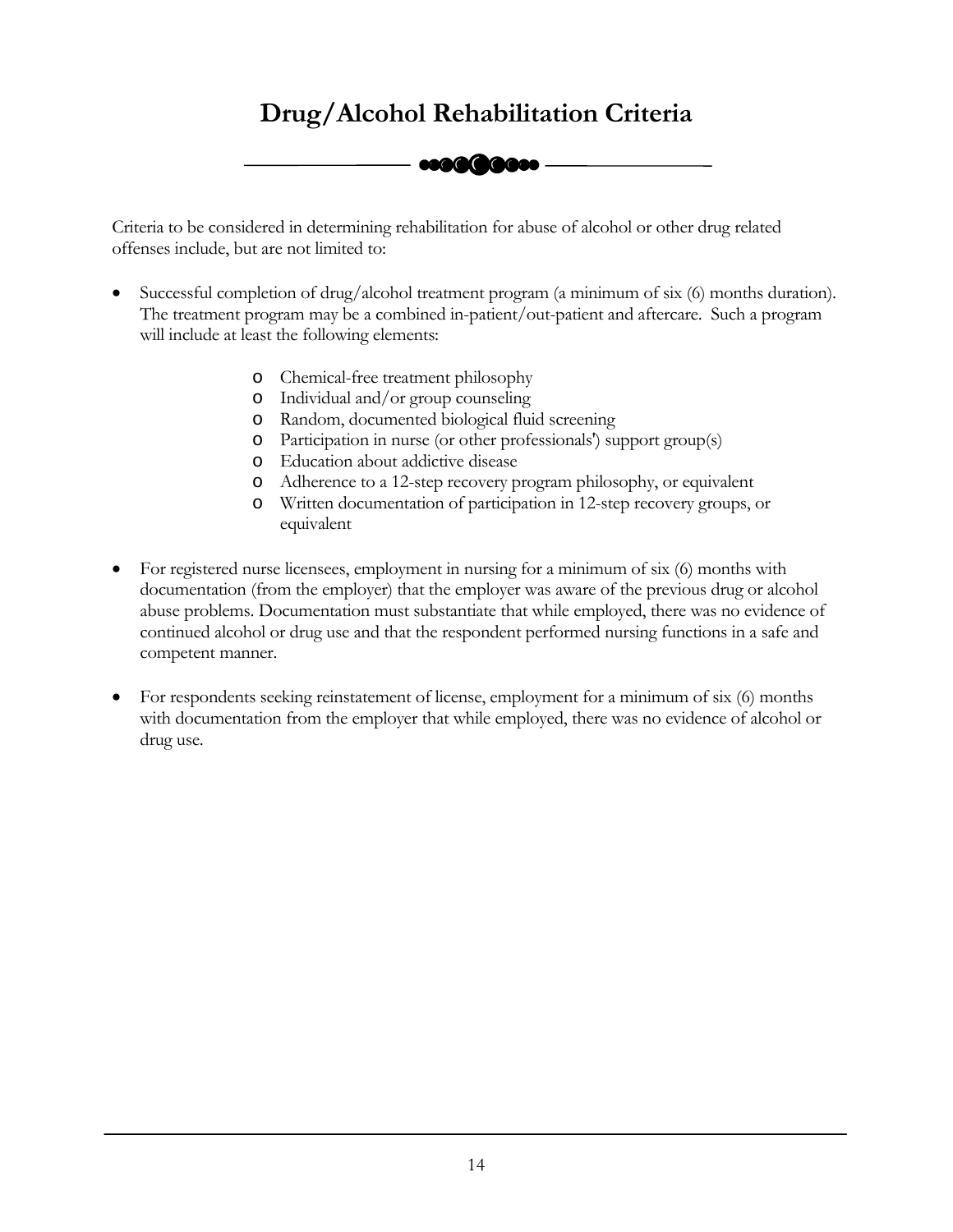# Drug/Alcohol Rehabilitation Criteria

Criteria to be considered in determining rehabilitation for abuse of alcohol or other drug related offenses include, but are not limited to:

- Successful completion of drug/alcohol treatment program (a minimum of six (6) months duration). The treatment program may be a combined in-patient/out-patient and aftercare. Such a program will include at least the following elements:
  - Chemical-free treatment philosophy
  - Individual and/or group counseling
  - Random, documented biological fluid screening
  - Participation in nurse (or other professionals') support group(s)
  - Education about addictive disease
  - Adherence to a 12-step recovery program philosophy, or equivalent
  - Written documentation of participation in 12-step recovery groups, or equivalent

- For registered nurse licensees, employment in nursing for a minimum of six (6) months with documentation (from the employer) that the employer was aware of the previous drug or alcohol abuse problems. Documentation must substantiate that while employed, there was no evidence of continued alcohol or drug use and that the respondent performed nursing functions in a safe and competent manner.

- For respondents seeking reinstatement of license, employment for a minimum of six (6) months with documentation from the employer that while employed, there was no evidence of alcohol or drug use.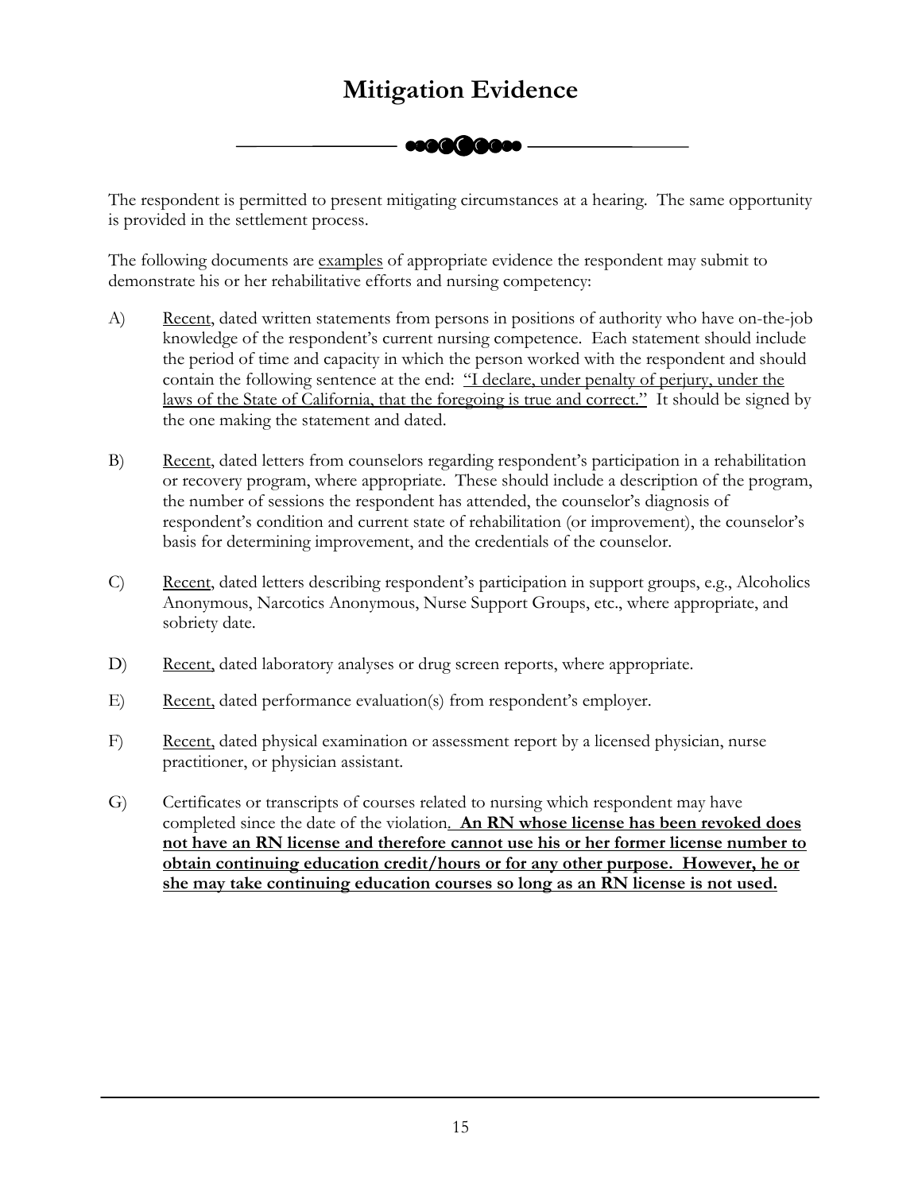# Mitigation Evidence

The respondent is permitted to present mitigating circumstances at a hearing. The same opportunity is provided in the settlement process.

The following documents are examples of appropriate evidence the respondent may submit to demonstrate his or her rehabilitative efforts and nursing competency:

A) Recent, dated written statements from persons in positions of authority who have on-the-job knowledge of the respondent's current nursing competence. Each statement should include the period of time and capacity in which the person worked with the respondent and should contain the following sentence at the end: "I declare, under penalty of perjury, under the laws of the State of California, that the foregoing is true and correct." It should be signed by the one making the statement and dated.

B) Recent, dated letters from counselors regarding respondent's participation in a rehabilitation or recovery program, where appropriate. These should include a description of the program, the number of sessions the respondent has attended, the counselor's diagnosis of respondent's condition and current state of rehabilitation (or improvement), the counselor's basis for determining improvement, and the credentials of the counselor.

C) Recent, dated letters describing respondent's participation in support groups, e.g., Alcoholics Anonymous, Narcotics Anonymous, Nurse Support Groups, etc., where appropriate, and sobriety date.

D) Recent, dated laboratory analyses or drug screen reports, where appropriate.

E) Recent, dated performance evaluation(s) from respondent's employer.

F) Recent, dated physical examination or assessment report by a licensed physician, nurse practitioner, or physician assistant.

G) Certificates or transcripts of courses related to nursing which respondent may have completed since the date of the violation. **An RN whose license has been revoked does not have an RN license and therefore cannot use his or her former license number to obtain continuing education credit/hours or for any other purpose. However, he or she may take continuing education courses so long as an RN license is not used.**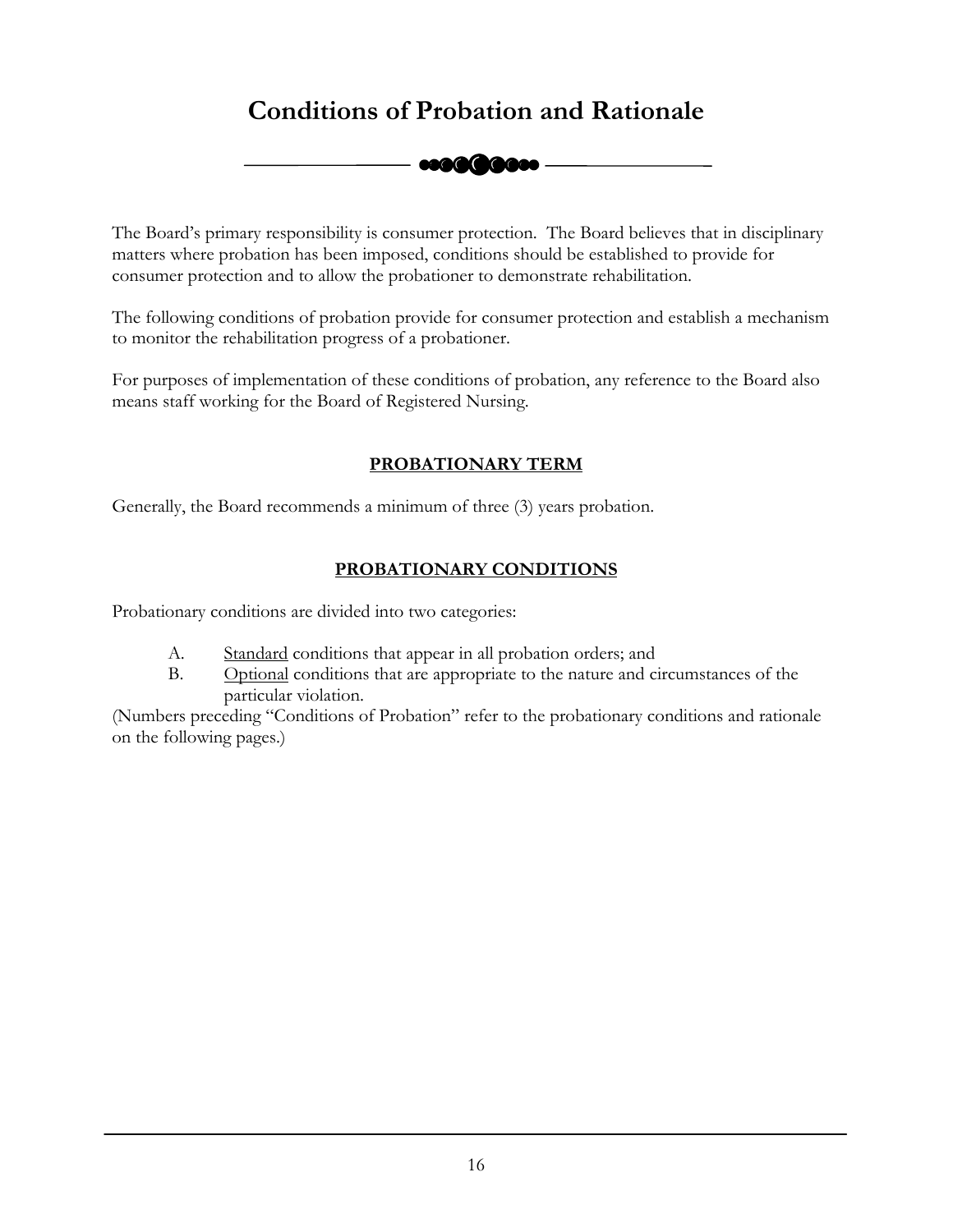# Conditions of Probation and Rationale

The Board's primary responsibility is consumer protection. The Board believes that in disciplinary matters where probation has been imposed, conditions should be established to provide for consumer protection and to allow the probationer to demonstrate rehabilitation.

The following conditions of probation provide for consumer protection and establish a mechanism to monitor the rehabilitation progress of a probationer.

For purposes of implementation of these conditions of probation, any reference to the Board also means staff working for the Board of Registered Nursing.

## PROBATIONARY TERM

Generally, the Board recommends a minimum of three (3) years probation.

## PROBATIONARY CONDITIONS

Probationary conditions are divided into two categories:

A. Standard conditions that appear in all probation orders; and
B. Optional conditions that are appropriate to the nature and circumstances of the particular violation.

(Numbers preceding "Conditions of Probation" refer to the probationary conditions and rationale on the following pages.)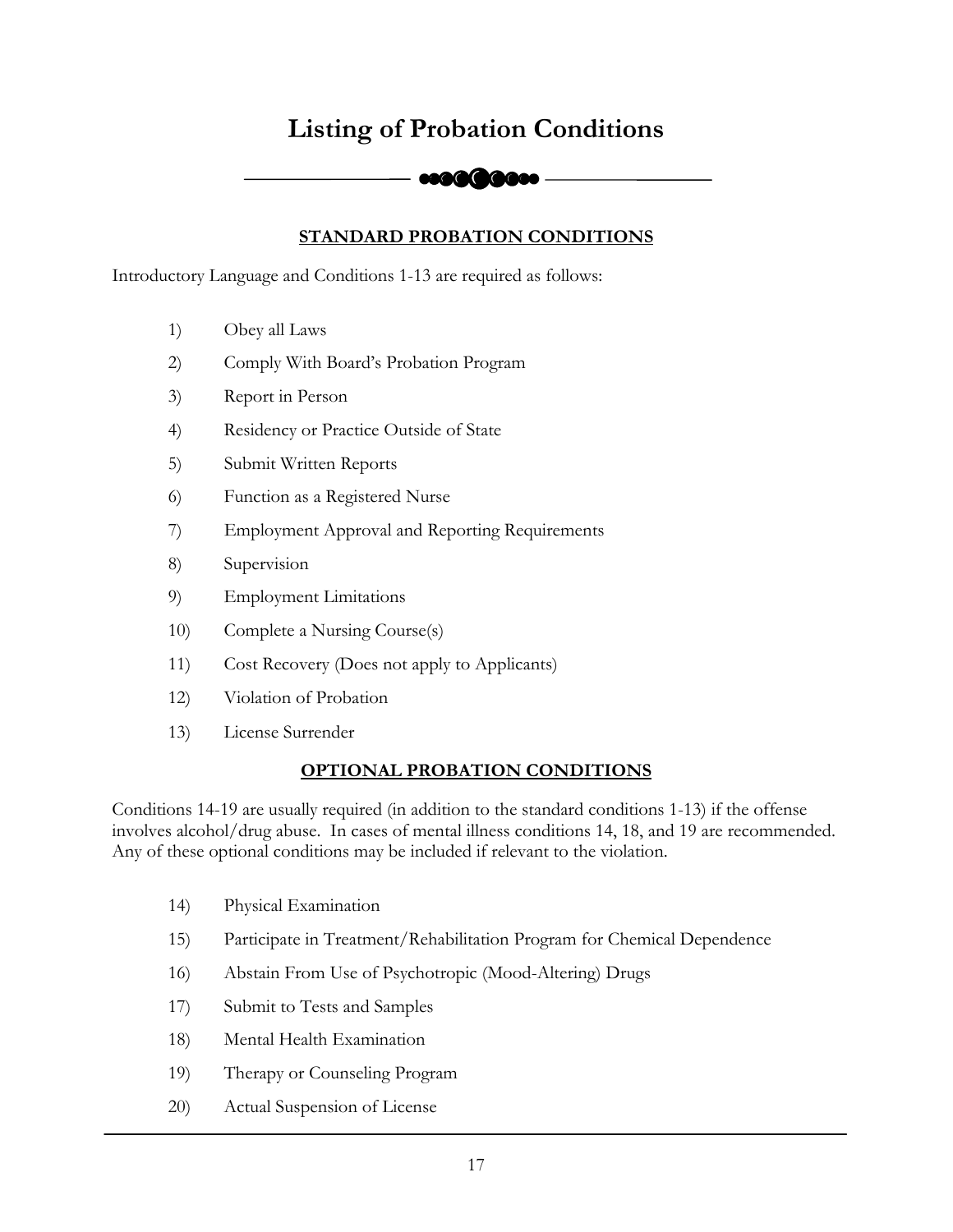# Listing of Probation Conditions

## STANDARD PROBATION CONDITIONS

Introductory Language and Conditions 1-13 are required as follows:

1) Obey all Laws
2) Comply With Board's Probation Program
3) Report in Person
4) Residency or Practice Outside of State
5) Submit Written Reports
6) Function as a Registered Nurse
7) Employment Approval and Reporting Requirements
8) Supervision
9) Employment Limitations
10) Complete a Nursing Course(s)
11) Cost Recovery (Does not apply to Applicants)
12) Violation of Probation
13) License Surrender

## OPTIONAL PROBATION CONDITIONS

Conditions 14-19 are usually required (in addition to the standard conditions 1-13) if the offense involves alcohol/drug abuse. In cases of mental illness conditions 14, 18, and 19 are recommended. Any of these optional conditions may be included if relevant to the violation.

14) Physical Examination
15) Participate in Treatment/Rehabilitation Program for Chemical Dependence
16) Abstain From Use of Psychotropic (Mood-Altering) Drugs
17) Submit to Tests and Samples
18) Mental Health Examination
19) Therapy or Counseling Program
20) Actual Suspension of License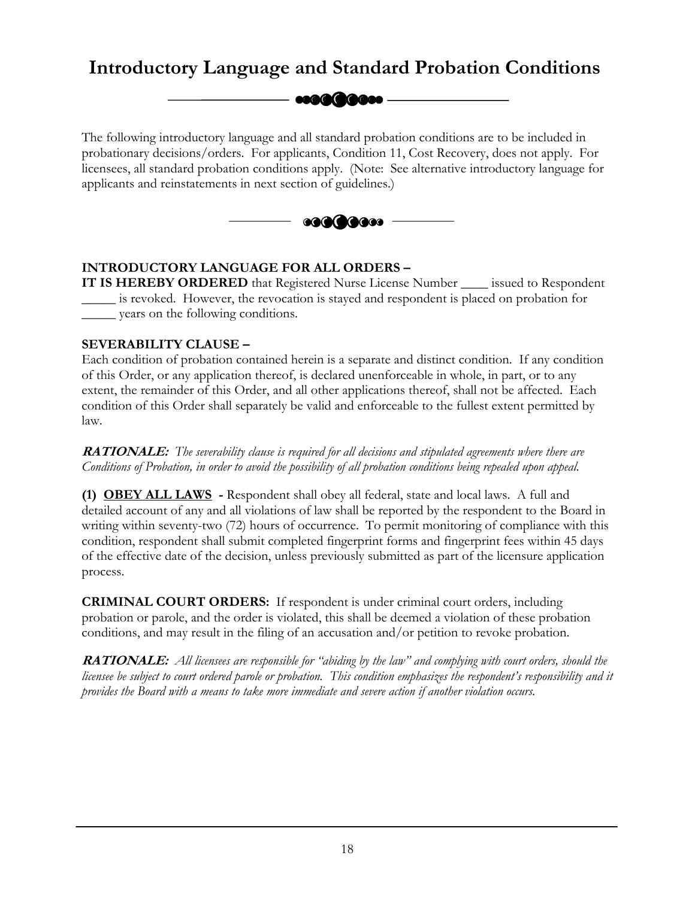# Introductory Language and Standard Probation Conditions

The following introductory language and all standard probation conditions are to be included in probationary decisions/orders. For applicants, Condition 11, Cost Recovery, does not apply. For licensees, all standard probation conditions apply. (Note: See alternative introductory language for applicants and reinstatements in next section of guidelines.)

**INTRODUCTORY LANGUAGE FOR ALL ORDERS –**

**IT IS HEREBY ORDERED** that Registered Nurse License Number ____ issued to Respondent _____ is revoked. However, the revocation is stayed and respondent is placed on probation for _____ years on the following conditions.

**SEVERABILITY CLAUSE –**

Each condition of probation contained herein is a separate and distinct condition. If any condition of this Order, or any application thereof, is declared unenforceable in whole, in part, or to any extent, the remainder of this Order, and all other applications thereof, shall not be affected. Each condition of this Order shall separately be valid and enforceable to the fullest extent permitted by law.

***RATIONALE:*** *The severability clause is required for all decisions and stipulated agreements where there are Conditions of Probation, in order to avoid the possibility of all probation conditions being repealed upon appeal.*

**(1) OBEY ALL LAWS -** Respondent shall obey all federal, state and local laws. A full and detailed account of any and all violations of law shall be reported by the respondent to the Board in writing within seventy-two (72) hours of occurrence. To permit monitoring of compliance with this condition, respondent shall submit completed fingerprint forms and fingerprint fees within 45 days of the effective date of the decision, unless previously submitted as part of the licensure application process.

**CRIMINAL COURT ORDERS:** If respondent is under criminal court orders, including probation or parole, and the order is violated, this shall be deemed a violation of these probation conditions, and may result in the filing of an accusation and/or petition to revoke probation.

***RATIONALE:*** *All licensees are responsible for "abiding by the law" and complying with court orders, should the licensee be subject to court ordered parole or probation. This condition emphasizes the respondent's responsibility and it provides the Board with a means to take more immediate and severe action if another violation occurs.*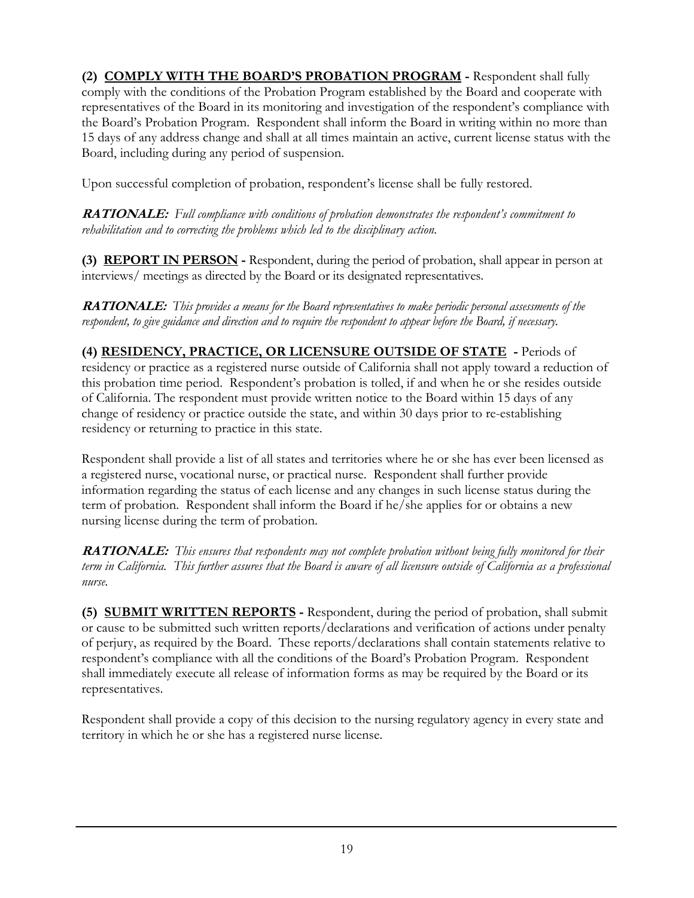**(2) <u>COMPLY WITH THE BOARD'S PROBATION PROGRAM</u> -** Respondent shall fully comply with the conditions of the Probation Program established by the Board and cooperate with representatives of the Board in its monitoring and investigation of the respondent's compliance with the Board's Probation Program. Respondent shall inform the Board in writing within no more than 15 days of any address change and shall at all times maintain an active, current license status with the Board, including during any period of suspension.

Upon successful completion of probation, respondent's license shall be fully restored.

***RATIONALE:*** *Full compliance with conditions of probation demonstrates the respondent's commitment to rehabilitation and to correcting the problems which led to the disciplinary action.*

**(3) <u>REPORT IN PERSON</u> -** Respondent, during the period of probation, shall appear in person at interviews/ meetings as directed by the Board or its designated representatives.

***RATIONALE:*** *This provides a means for the Board representatives to make periodic personal assessments of the respondent, to give guidance and direction and to require the respondent to appear before the Board, if necessary.*

**(4) <u>RESIDENCY, PRACTICE, OR LICENSURE OUTSIDE OF STATE</u> -** Periods of residency or practice as a registered nurse outside of California shall not apply toward a reduction of this probation time period. Respondent's probation is tolled, if and when he or she resides outside of California. The respondent must provide written notice to the Board within 15 days of any change of residency or practice outside the state, and within 30 days prior to re-establishing residency or returning to practice in this state.

Respondent shall provide a list of all states and territories where he or she has ever been licensed as a registered nurse, vocational nurse, or practical nurse. Respondent shall further provide information regarding the status of each license and any changes in such license status during the term of probation. Respondent shall inform the Board if he/she applies for or obtains a new nursing license during the term of probation.

***RATIONALE:*** *This ensures that respondents may not complete probation without being fully monitored for their term in California. This further assures that the Board is aware of all licensure outside of California as a professional nurse.*

**(5) <u>SUBMIT WRITTEN REPORTS</u> -** Respondent, during the period of probation, shall submit or cause to be submitted such written reports/declarations and verification of actions under penalty of perjury, as required by the Board. These reports/declarations shall contain statements relative to respondent's compliance with all the conditions of the Board's Probation Program. Respondent shall immediately execute all release of information forms as may be required by the Board or its representatives.

Respondent shall provide a copy of this decision to the nursing regulatory agency in every state and territory in which he or she has a registered nurse license.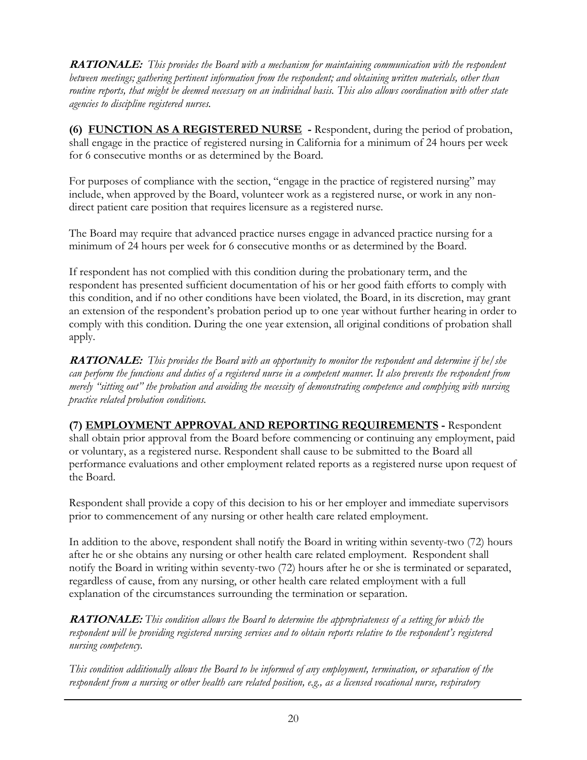***RATIONALE:*** *This provides the Board with a mechanism for maintaining communication with the respondent between meetings; gathering pertinent information from the respondent; and obtaining written materials, other than routine reports, that might be deemed necessary on an individual basis. This also allows coordination with other state agencies to discipline registered nurses.*

**(6) FUNCTION AS A REGISTERED NURSE -** Respondent, during the period of probation, shall engage in the practice of registered nursing in California for a minimum of 24 hours per week for 6 consecutive months or as determined by the Board.

For purposes of compliance with the section, "engage in the practice of registered nursing" may include, when approved by the Board, volunteer work as a registered nurse, or work in any non-direct patient care position that requires licensure as a registered nurse.

The Board may require that advanced practice nurses engage in advanced practice nursing for a minimum of 24 hours per week for 6 consecutive months or as determined by the Board.

If respondent has not complied with this condition during the probationary term, and the respondent has presented sufficient documentation of his or her good faith efforts to comply with this condition, and if no other conditions have been violated, the Board, in its discretion, may grant an extension of the respondent's probation period up to one year without further hearing in order to comply with this condition. During the one year extension, all original conditions of probation shall apply.

***RATIONALE:*** *This provides the Board with an opportunity to monitor the respondent and determine if he/she can perform the functions and duties of a registered nurse in a competent manner. It also prevents the respondent from merely "sitting out" the probation and avoiding the necessity of demonstrating competence and complying with nursing practice related probation conditions.*

**(7) EMPLOYMENT APPROVAL AND REPORTING REQUIREMENTS -** Respondent shall obtain prior approval from the Board before commencing or continuing any employment, paid or voluntary, as a registered nurse. Respondent shall cause to be submitted to the Board all performance evaluations and other employment related reports as a registered nurse upon request of the Board.

Respondent shall provide a copy of this decision to his or her employer and immediate supervisors prior to commencement of any nursing or other health care related employment.

In addition to the above, respondent shall notify the Board in writing within seventy-two (72) hours after he or she obtains any nursing or other health care related employment. Respondent shall notify the Board in writing within seventy-two (72) hours after he or she is terminated or separated, regardless of cause, from any nursing, or other health care related employment with a full explanation of the circumstances surrounding the termination or separation.

***RATIONALE:*** *This condition allows the Board to determine the appropriateness of a setting for which the respondent will be providing registered nursing services and to obtain reports relative to the respondent's registered nursing competency.*

*This condition additionally allows the Board to be informed of any employment, termination, or separation of the respondent from a nursing or other health care related position, e.g., as a licensed vocational nurse, respiratory*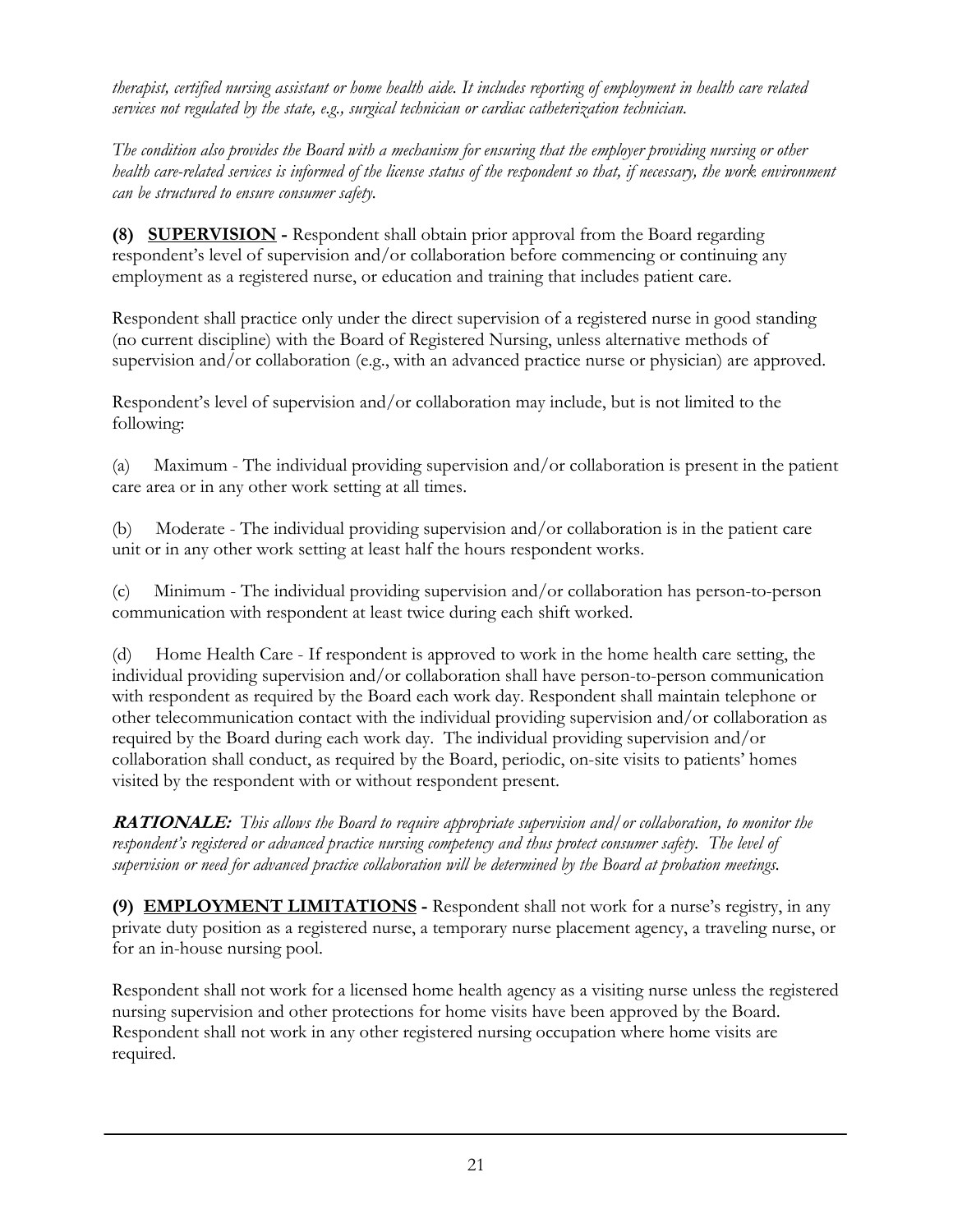*therapist, certified nursing assistant or home health aide. It includes reporting of employment in health care related services not regulated by the state, e.g., surgical technician or cardiac catheterization technician.*

*The condition also provides the Board with a mechanism for ensuring that the employer providing nursing or other health care-related services is informed of the license status of the respondent so that, if necessary, the work environment can be structured to ensure consumer safety.*

**(8) <u>SUPERVISION</u> -** Respondent shall obtain prior approval from the Board regarding respondent's level of supervision and/or collaboration before commencing or continuing any employment as a registered nurse, or education and training that includes patient care.

Respondent shall practice only under the direct supervision of a registered nurse in good standing (no current discipline) with the Board of Registered Nursing, unless alternative methods of supervision and/or collaboration (e.g., with an advanced practice nurse or physician) are approved.

Respondent's level of supervision and/or collaboration may include, but is not limited to the following:

(a) Maximum - The individual providing supervision and/or collaboration is present in the patient care area or in any other work setting at all times.

(b) Moderate - The individual providing supervision and/or collaboration is in the patient care unit or in any other work setting at least half the hours respondent works.

(c) Minimum - The individual providing supervision and/or collaboration has person-to-person communication with respondent at least twice during each shift worked.

(d) Home Health Care - If respondent is approved to work in the home health care setting, the individual providing supervision and/or collaboration shall have person-to-person communication with respondent as required by the Board each work day. Respondent shall maintain telephone or other telecommunication contact with the individual providing supervision and/or collaboration as required by the Board during each work day. The individual providing supervision and/or collaboration shall conduct, as required by the Board, periodic, on-site visits to patients' homes visited by the respondent with or without respondent present.

***RATIONALE:*** *This allows the Board to require appropriate supervision and/or collaboration, to monitor the respondent's registered or advanced practice nursing competency and thus protect consumer safety. The level of supervision or need for advanced practice collaboration will be determined by the Board at probation meetings.*

**(9) <u>EMPLOYMENT LIMITATIONS</u> -** Respondent shall not work for a nurse's registry, in any private duty position as a registered nurse, a temporary nurse placement agency, a traveling nurse, or for an in-house nursing pool.

Respondent shall not work for a licensed home health agency as a visiting nurse unless the registered nursing supervision and other protections for home visits have been approved by the Board. Respondent shall not work in any other registered nursing occupation where home visits are required.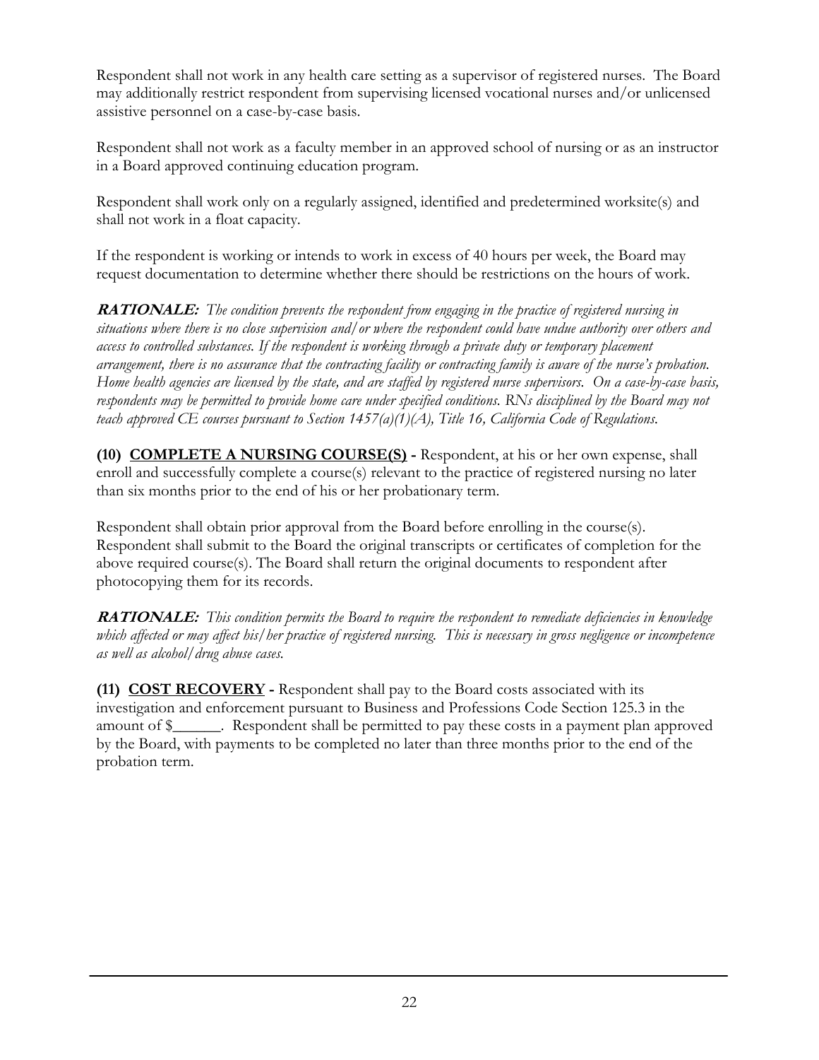Respondent shall not work in any health care setting as a supervisor of registered nurses. The Board may additionally restrict respondent from supervising licensed vocational nurses and/or unlicensed assistive personnel on a case-by-case basis.

Respondent shall not work as a faculty member in an approved school of nursing or as an instructor in a Board approved continuing education program.

Respondent shall work only on a regularly assigned, identified and predetermined worksite(s) and shall not work in a float capacity.

If the respondent is working or intends to work in excess of 40 hours per week, the Board may request documentation to determine whether there should be restrictions on the hours of work.

***RATIONALE:*** *The condition prevents the respondent from engaging in the practice of registered nursing in situations where there is no close supervision and/or where the respondent could have undue authority over others and access to controlled substances. If the respondent is working through a private duty or temporary placement arrangement, there is no assurance that the contracting facility or contracting family is aware of the nurse's probation. Home health agencies are licensed by the state, and are staffed by registered nurse supervisors. On a case-by-case basis, respondents may be permitted to provide home care under specified conditions. RNs disciplined by the Board may not teach approved CE courses pursuant to Section 1457(a)(1)(A), Title 16, California Code of Regulations.*

**(10) <u>COMPLETE A NURSING COURSE(S)</u> -** Respondent, at his or her own expense, shall enroll and successfully complete a course(s) relevant to the practice of registered nursing no later than six months prior to the end of his or her probationary term.

Respondent shall obtain prior approval from the Board before enrolling in the course(s). Respondent shall submit to the Board the original transcripts or certificates of completion for the above required course(s). The Board shall return the original documents to respondent after photocopying them for its records.

***RATIONALE:*** *This condition permits the Board to require the respondent to remediate deficiencies in knowledge which affected or may affect his/her practice of registered nursing. This is necessary in gross negligence or incompetence as well as alcohol/drug abuse cases.*

**(11) <u>COST RECOVERY</u> -** Respondent shall pay to the Board costs associated with its investigation and enforcement pursuant to Business and Professions Code Section 125.3 in the amount of $______. Respondent shall be permitted to pay these costs in a payment plan approved by the Board, with payments to be completed no later than three months prior to the end of the probation term.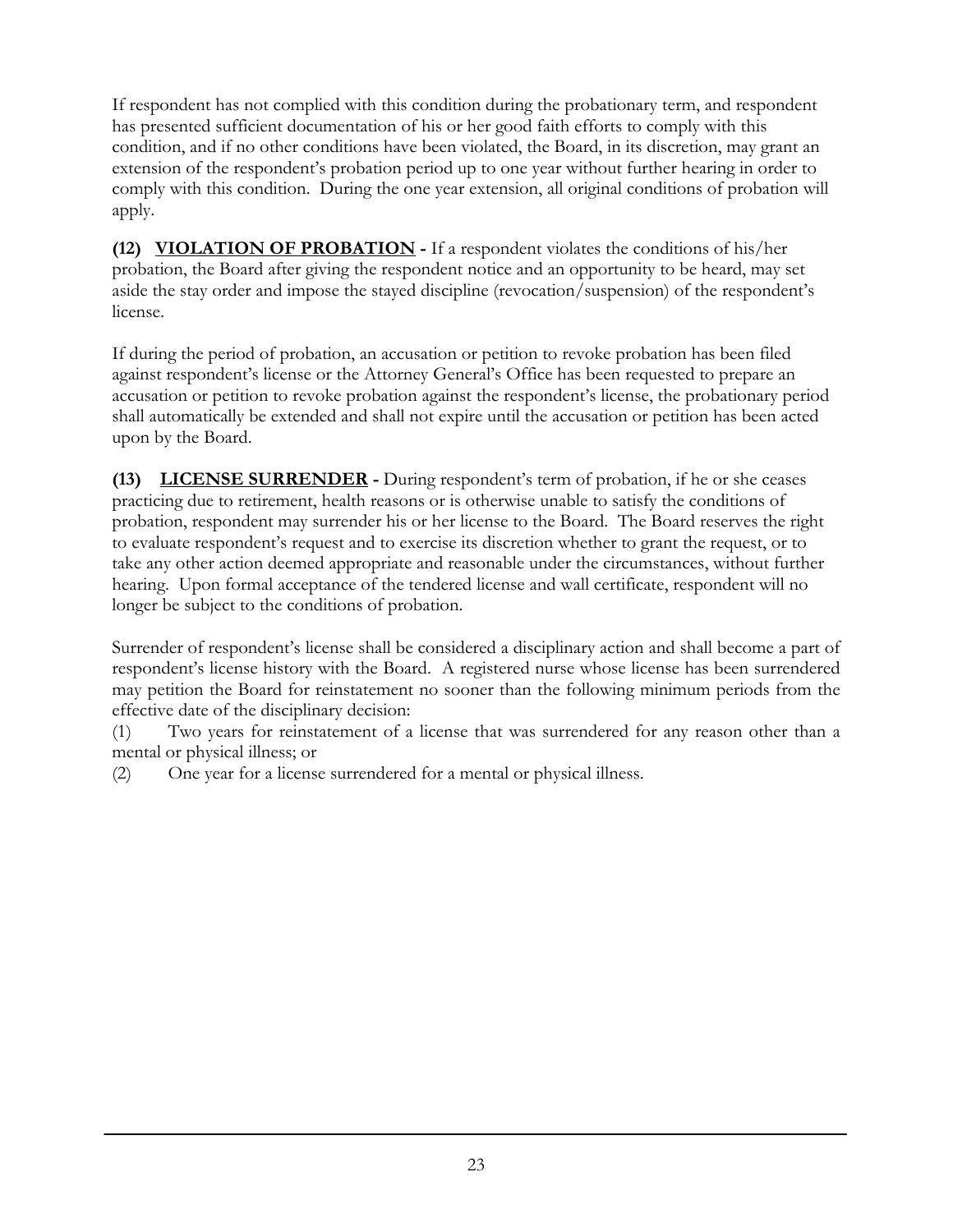If respondent has not complied with this condition during the probationary term, and respondent has presented sufficient documentation of his or her good faith efforts to comply with this condition, and if no other conditions have been violated, the Board, in its discretion, may grant an extension of the respondent's probation period up to one year without further hearing in order to comply with this condition. During the one year extension, all original conditions of probation will apply.

**(12) <u>VIOLATION OF PROBATION</u> -** If a respondent violates the conditions of his/her probation, the Board after giving the respondent notice and an opportunity to be heard, may set aside the stay order and impose the stayed discipline (revocation/suspension) of the respondent's license.

If during the period of probation, an accusation or petition to revoke probation has been filed against respondent's license or the Attorney General's Office has been requested to prepare an accusation or petition to revoke probation against the respondent's license, the probationary period shall automatically be extended and shall not expire until the accusation or petition has been acted upon by the Board.

**(13) <u>LICENSE SURRENDER</u> -** During respondent's term of probation, if he or she ceases practicing due to retirement, health reasons or is otherwise unable to satisfy the conditions of probation, respondent may surrender his or her license to the Board. The Board reserves the right to evaluate respondent's request and to exercise its discretion whether to grant the request, or to take any other action deemed appropriate and reasonable under the circumstances, without further hearing. Upon formal acceptance of the tendered license and wall certificate, respondent will no longer be subject to the conditions of probation.

Surrender of respondent's license shall be considered a disciplinary action and shall become a part of respondent's license history with the Board. A registered nurse whose license has been surrendered may petition the Board for reinstatement no sooner than the following minimum periods from the effective date of the disciplinary decision:

(1) Two years for reinstatement of a license that was surrendered for any reason other than a mental or physical illness; or

(2) One year for a license surrendered for a mental or physical illness.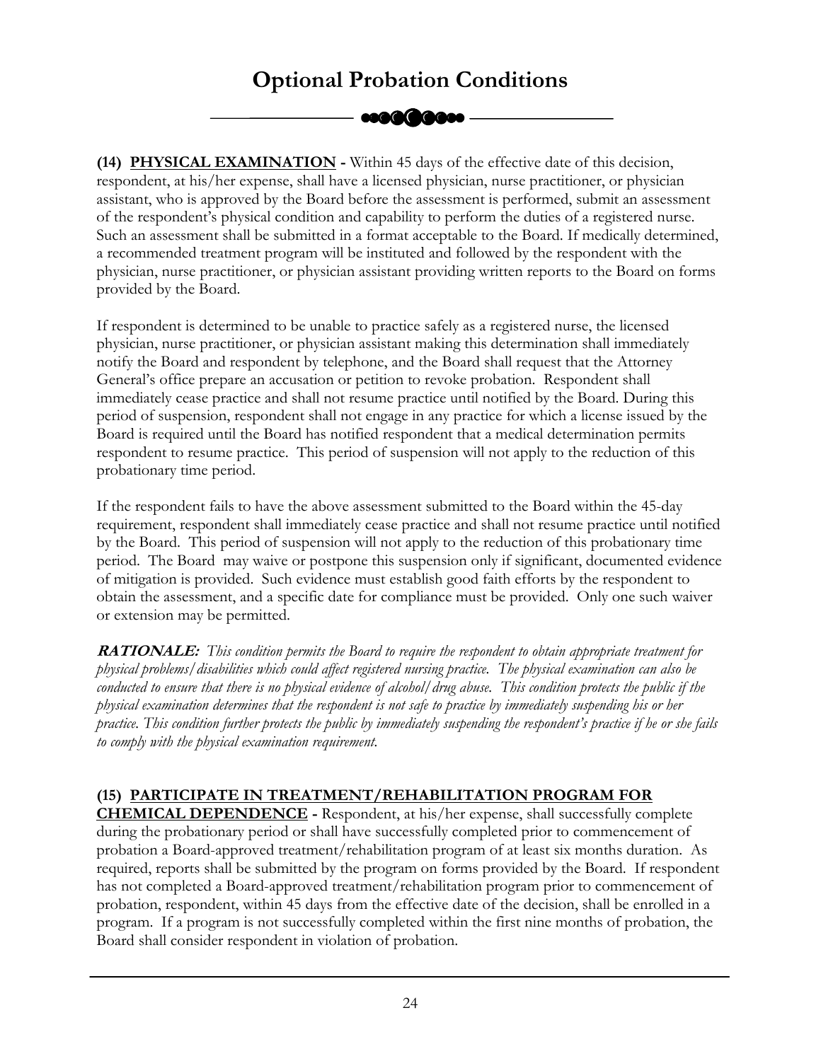# Optional Probation Conditions

**(14) <u>PHYSICAL EXAMINATION</u> -** Within 45 days of the effective date of this decision, respondent, at his/her expense, shall have a licensed physician, nurse practitioner, or physician assistant, who is approved by the Board before the assessment is performed, submit an assessment of the respondent's physical condition and capability to perform the duties of a registered nurse. Such an assessment shall be submitted in a format acceptable to the Board. If medically determined, a recommended treatment program will be instituted and followed by the respondent with the physician, nurse practitioner, or physician assistant providing written reports to the Board on forms provided by the Board.

If respondent is determined to be unable to practice safely as a registered nurse, the licensed physician, nurse practitioner, or physician assistant making this determination shall immediately notify the Board and respondent by telephone, and the Board shall request that the Attorney General's office prepare an accusation or petition to revoke probation. Respondent shall immediately cease practice and shall not resume practice until notified by the Board. During this period of suspension, respondent shall not engage in any practice for which a license issued by the Board is required until the Board has notified respondent that a medical determination permits respondent to resume practice. This period of suspension will not apply to the reduction of this probationary time period.

If the respondent fails to have the above assessment submitted to the Board within the 45-day requirement, respondent shall immediately cease practice and shall not resume practice until notified by the Board. This period of suspension will not apply to the reduction of this probationary time period. The Board may waive or postpone this suspension only if significant, documented evidence of mitigation is provided. Such evidence must establish good faith efforts by the respondent to obtain the assessment, and a specific date for compliance must be provided. Only one such waiver or extension may be permitted.

***RATIONALE:*** *This condition permits the Board to require the respondent to obtain appropriate treatment for physical problems/disabilities which could affect registered nursing practice. The physical examination can also be conducted to ensure that there is no physical evidence of alcohol/drug abuse. This condition protects the public if the physical examination determines that the respondent is not safe to practice by immediately suspending his or her practice. This condition further protects the public by immediately suspending the respondent's practice if he or she fails to comply with the physical examination requirement.*

**(15) <u>PARTICIPATE IN TREATMENT/REHABILITATION PROGRAM FOR CHEMICAL DEPENDENCE</u> -** Respondent, at his/her expense, shall successfully complete during the probationary period or shall have successfully completed prior to commencement of probation a Board-approved treatment/rehabilitation program of at least six months duration. As required, reports shall be submitted by the program on forms provided by the Board. If respondent has not completed a Board-approved treatment/rehabilitation program prior to commencement of probation, respondent, within 45 days from the effective date of the decision, shall be enrolled in a program. If a program is not successfully completed within the first nine months of probation, the Board shall consider respondent in violation of probation.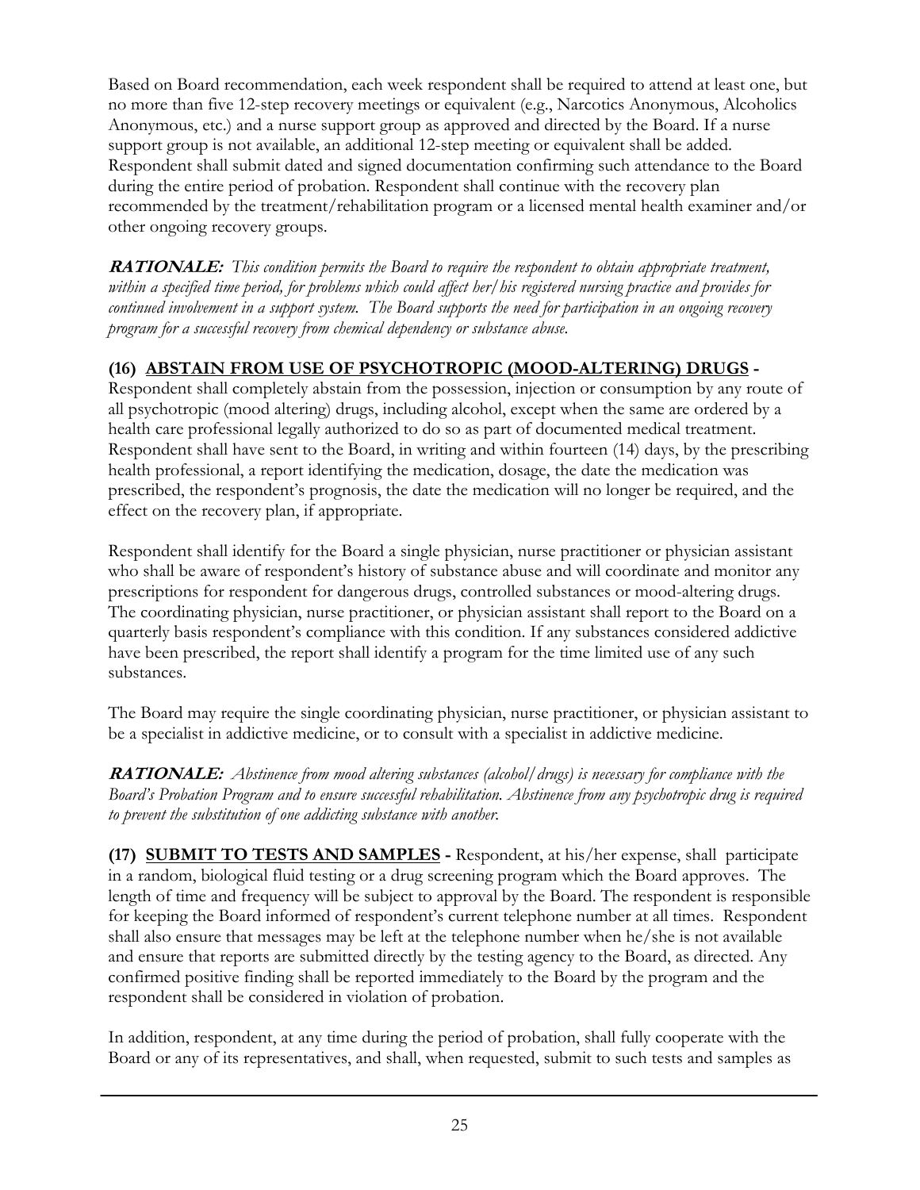Based on Board recommendation, each week respondent shall be required to attend at least one, but no more than five 12-step recovery meetings or equivalent (e.g., Narcotics Anonymous, Alcoholics Anonymous, etc.) and a nurse support group as approved and directed by the Board. If a nurse support group is not available, an additional 12-step meeting or equivalent shall be added. Respondent shall submit dated and signed documentation confirming such attendance to the Board during the entire period of probation. Respondent shall continue with the recovery plan recommended by the treatment/rehabilitation program or a licensed mental health examiner and/or other ongoing recovery groups.

***RATIONALE:*** *This condition permits the Board to require the respondent to obtain appropriate treatment, within a specified time period, for problems which could affect her/his registered nursing practice and provides for continued involvement in a support system. The Board supports the need for participation in an ongoing recovery program for a successful recovery from chemical dependency or substance abuse.*

**(16) ABSTAIN FROM USE OF PSYCHOTROPIC (MOOD-ALTERING) DRUGS -** Respondent shall completely abstain from the possession, injection or consumption by any route of all psychotropic (mood altering) drugs, including alcohol, except when the same are ordered by a health care professional legally authorized to do so as part of documented medical treatment. Respondent shall have sent to the Board, in writing and within fourteen (14) days, by the prescribing health professional, a report identifying the medication, dosage, the date the medication was prescribed, the respondent's prognosis, the date the medication will no longer be required, and the effect on the recovery plan, if appropriate.

Respondent shall identify for the Board a single physician, nurse practitioner or physician assistant who shall be aware of respondent's history of substance abuse and will coordinate and monitor any prescriptions for respondent for dangerous drugs, controlled substances or mood-altering drugs. The coordinating physician, nurse practitioner, or physician assistant shall report to the Board on a quarterly basis respondent's compliance with this condition. If any substances considered addictive have been prescribed, the report shall identify a program for the time limited use of any such substances.

The Board may require the single coordinating physician, nurse practitioner, or physician assistant to be a specialist in addictive medicine, or to consult with a specialist in addictive medicine.

***RATIONALE:*** *Abstinence from mood altering substances (alcohol/drugs) is necessary for compliance with the Board's Probation Program and to ensure successful rehabilitation. Abstinence from any psychotropic drug is required to prevent the substitution of one addicting substance with another.*

**(17) SUBMIT TO TESTS AND SAMPLES -** Respondent, at his/her expense, shall participate in a random, biological fluid testing or a drug screening program which the Board approves. The length of time and frequency will be subject to approval by the Board. The respondent is responsible for keeping the Board informed of respondent's current telephone number at all times. Respondent shall also ensure that messages may be left at the telephone number when he/she is not available and ensure that reports are submitted directly by the testing agency to the Board, as directed. Any confirmed positive finding shall be reported immediately to the Board by the program and the respondent shall be considered in violation of probation.

In addition, respondent, at any time during the period of probation, shall fully cooperate with the Board or any of its representatives, and shall, when requested, submit to such tests and samples as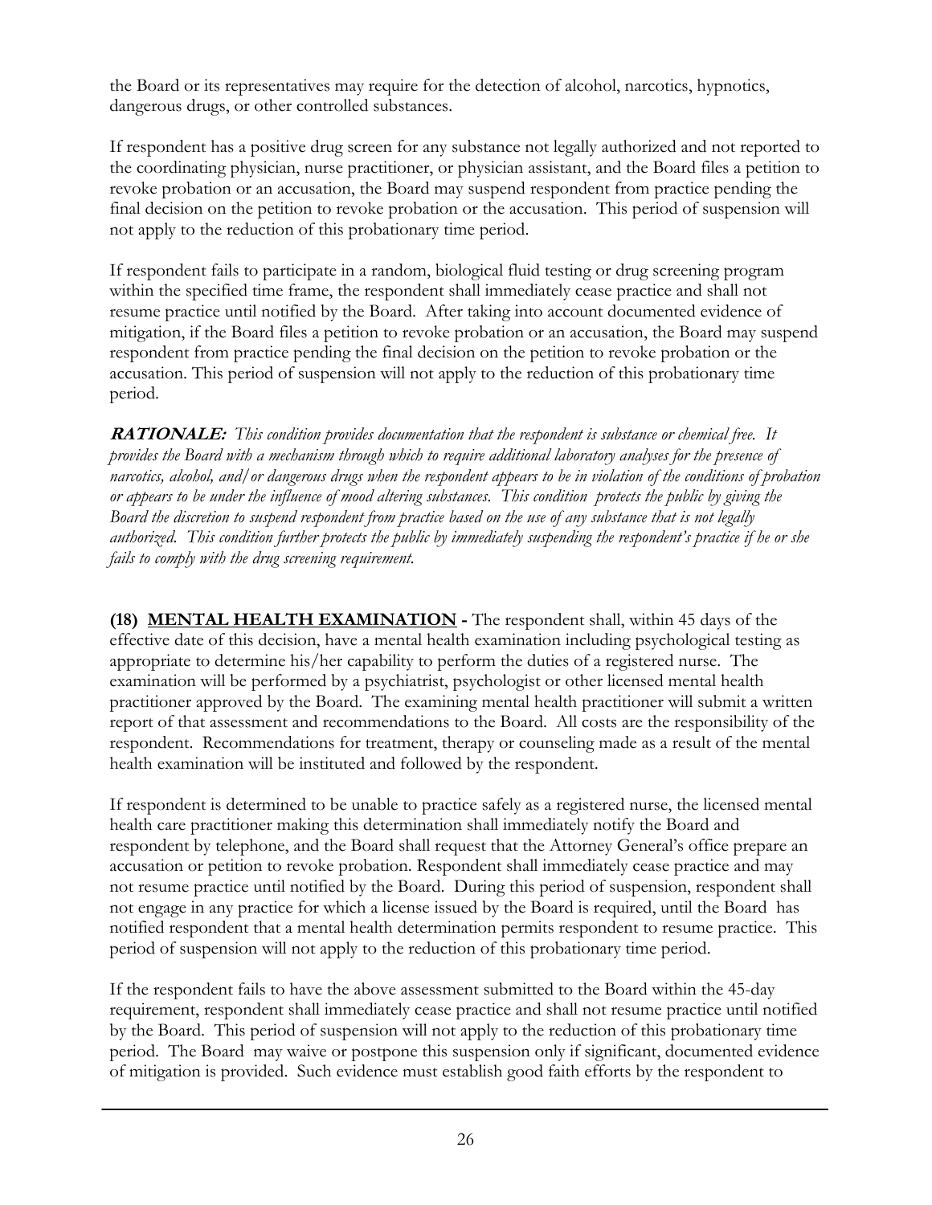the Board or its representatives may require for the detection of alcohol, narcotics, hypnotics, dangerous drugs, or other controlled substances.

If respondent has a positive drug screen for any substance not legally authorized and not reported to the coordinating physician, nurse practitioner, or physician assistant, and the Board files a petition to revoke probation or an accusation, the Board may suspend respondent from practice pending the final decision on the petition to revoke probation or the accusation. This period of suspension will not apply to the reduction of this probationary time period.

If respondent fails to participate in a random, biological fluid testing or drug screening program within the specified time frame, the respondent shall immediately cease practice and shall not resume practice until notified by the Board. After taking into account documented evidence of mitigation, if the Board files a petition to revoke probation or an accusation, the Board may suspend respondent from practice pending the final decision on the petition to revoke probation or the accusation. This period of suspension will not apply to the reduction of this probationary time period.

***RATIONALE:*** *This condition provides documentation that the respondent is substance or chemical free. It provides the Board with a mechanism through which to require additional laboratory analyses for the presence of narcotics, alcohol, and/or dangerous drugs when the respondent appears to be in violation of the conditions of probation or appears to be under the influence of mood altering substances. This condition protects the public by giving the Board the discretion to suspend respondent from practice based on the use of any substance that is not legally authorized. This condition further protects the public by immediately suspending the respondent's practice if he or she fails to comply with the drug screening requirement.*

**(18) MENTAL HEALTH EXAMINATION -** The respondent shall, within 45 days of the effective date of this decision, have a mental health examination including psychological testing as appropriate to determine his/her capability to perform the duties of a registered nurse. The examination will be performed by a psychiatrist, psychologist or other licensed mental health practitioner approved by the Board. The examining mental health practitioner will submit a written report of that assessment and recommendations to the Board. All costs are the responsibility of the respondent. Recommendations for treatment, therapy or counseling made as a result of the mental health examination will be instituted and followed by the respondent.

If respondent is determined to be unable to practice safely as a registered nurse, the licensed mental health care practitioner making this determination shall immediately notify the Board and respondent by telephone, and the Board shall request that the Attorney General's office prepare an accusation or petition to revoke probation. Respondent shall immediately cease practice and may not resume practice until notified by the Board. During this period of suspension, respondent shall not engage in any practice for which a license issued by the Board is required, until the Board has notified respondent that a mental health determination permits respondent to resume practice. This period of suspension will not apply to the reduction of this probationary time period.

If the respondent fails to have the above assessment submitted to the Board within the 45-day requirement, respondent shall immediately cease practice and shall not resume practice until notified by the Board. This period of suspension will not apply to the reduction of this probationary time period. The Board may waive or postpone this suspension only if significant, documented evidence of mitigation is provided. Such evidence must establish good faith efforts by the respondent to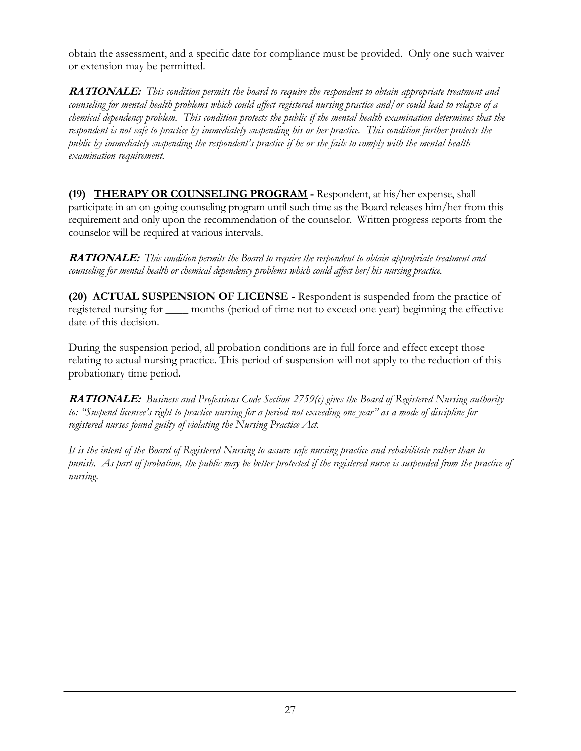obtain the assessment, and a specific date for compliance must be provided. Only one such waiver or extension may be permitted.

***RATIONALE:*** *This condition permits the board to require the respondent to obtain appropriate treatment and counseling for mental health problems which could affect registered nursing practice and/or could lead to relapse of a chemical dependency problem. This condition protects the public if the mental health examination determines that the respondent is not safe to practice by immediately suspending his or her practice. This condition further protects the public by immediately suspending the respondent's practice if he or she fails to comply with the mental health examination requirement.*

**(19) <u>THERAPY OR COUNSELING PROGRAM</u> -** Respondent, at his/her expense, shall participate in an on-going counseling program until such time as the Board releases him/her from this requirement and only upon the recommendation of the counselor. Written progress reports from the counselor will be required at various intervals.

***RATIONALE:*** *This condition permits the Board to require the respondent to obtain appropriate treatment and counseling for mental health or chemical dependency problems which could affect her/his nursing practice.*

**(20) <u>ACTUAL SUSPENSION OF LICENSE</u> -** Respondent is suspended from the practice of registered nursing for ____ months (period of time not to exceed one year) beginning the effective date of this decision.

During the suspension period, all probation conditions are in full force and effect except those relating to actual nursing practice. This period of suspension will not apply to the reduction of this probationary time period.

***RATIONALE:*** *Business and Professions Code Section 2759(c) gives the Board of Registered Nursing authority to: "Suspend licensee's right to practice nursing for a period not exceeding one year" as a mode of discipline for registered nurses found guilty of violating the Nursing Practice Act.*

*It is the intent of the Board of Registered Nursing to assure safe nursing practice and rehabilitate rather than to punish. As part of probation, the public may be better protected if the registered nurse is suspended from the practice of nursing.*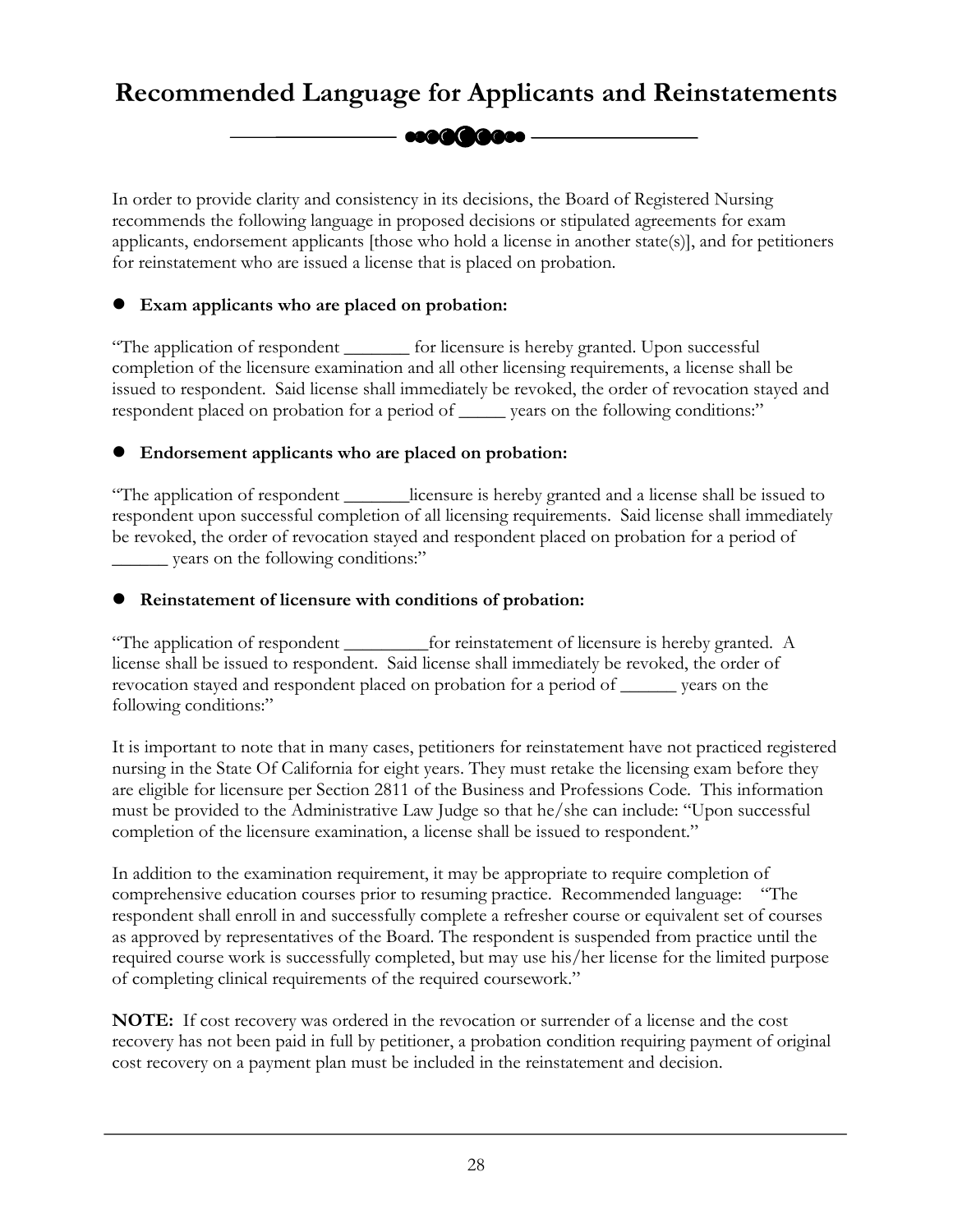# Recommended Language for Applicants and Reinstatements

In order to provide clarity and consistency in its decisions, the Board of Registered Nursing recommends the following language in proposed decisions or stipulated agreements for exam applicants, endorsement applicants [those who hold a license in another state(s)], and for petitioners for reinstatement who are issued a license that is placed on probation.

- **Exam applicants who are placed on probation:**

"The application of respondent _______ for licensure is hereby granted. Upon successful completion of the licensure examination and all other licensing requirements, a license shall be issued to respondent. Said license shall immediately be revoked, the order of revocation stayed and respondent placed on probation for a period of _____ years on the following conditions:"

- **Endorsement applicants who are placed on probation:**

"The application of respondent _______licensure is hereby granted and a license shall be issued to respondent upon successful completion of all licensing requirements. Said license shall immediately be revoked, the order of revocation stayed and respondent placed on probation for a period of ______ years on the following conditions:"

- **Reinstatement of licensure with conditions of probation:**

"The application of respondent _________for reinstatement of licensure is hereby granted. A license shall be issued to respondent. Said license shall immediately be revoked, the order of revocation stayed and respondent placed on probation for a period of ______ years on the following conditions:"

It is important to note that in many cases, petitioners for reinstatement have not practiced registered nursing in the State Of California for eight years. They must retake the licensing exam before they are eligible for licensure per Section 2811 of the Business and Professions Code. This information must be provided to the Administrative Law Judge so that he/she can include: "Upon successful completion of the licensure examination, a license shall be issued to respondent."

In addition to the examination requirement, it may be appropriate to require completion of comprehensive education courses prior to resuming practice. Recommended language: "The respondent shall enroll in and successfully complete a refresher course or equivalent set of courses as approved by representatives of the Board. The respondent is suspended from practice until the required course work is successfully completed, but may use his/her license for the limited purpose of completing clinical requirements of the required coursework."

**NOTE:** If cost recovery was ordered in the revocation or surrender of a license and the cost recovery has not been paid in full by petitioner, a probation condition requiring payment of original cost recovery on a payment plan must be included in the reinstatement and decision.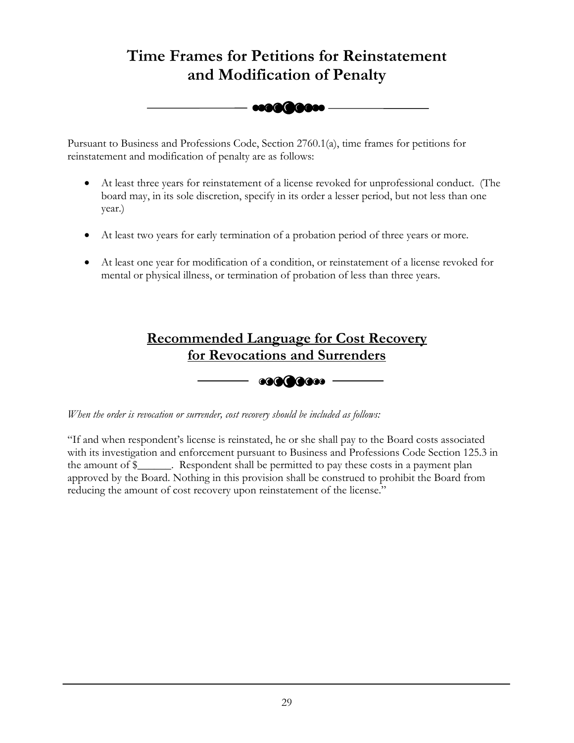# Time Frames for Petitions for Reinstatement and Modification of Penalty

Pursuant to Business and Professions Code, Section 2760.1(a), time frames for petitions for reinstatement and modification of penalty are as follows:

- At least three years for reinstatement of a license revoked for unprofessional conduct. (The board may, in its sole discretion, specify in its order a lesser period, but not less than one year.)

- At least two years for early termination of a probation period of three years or more.

- At least one year for modification of a condition, or reinstatement of a license revoked for mental or physical illness, or termination of probation of less than three years.

# Recommended Language for Cost Recovery for Revocations and Surrenders

*When the order is revocation or surrender, cost recovery should be included as follows:*

"If and when respondent's license is reinstated, he or she shall pay to the Board costs associated with its investigation and enforcement pursuant to Business and Professions Code Section 125.3 in the amount of $______. Respondent shall be permitted to pay these costs in a payment plan approved by the Board. Nothing in this provision shall be construed to prohibit the Board from reducing the amount of cost recovery upon reinstatement of the license."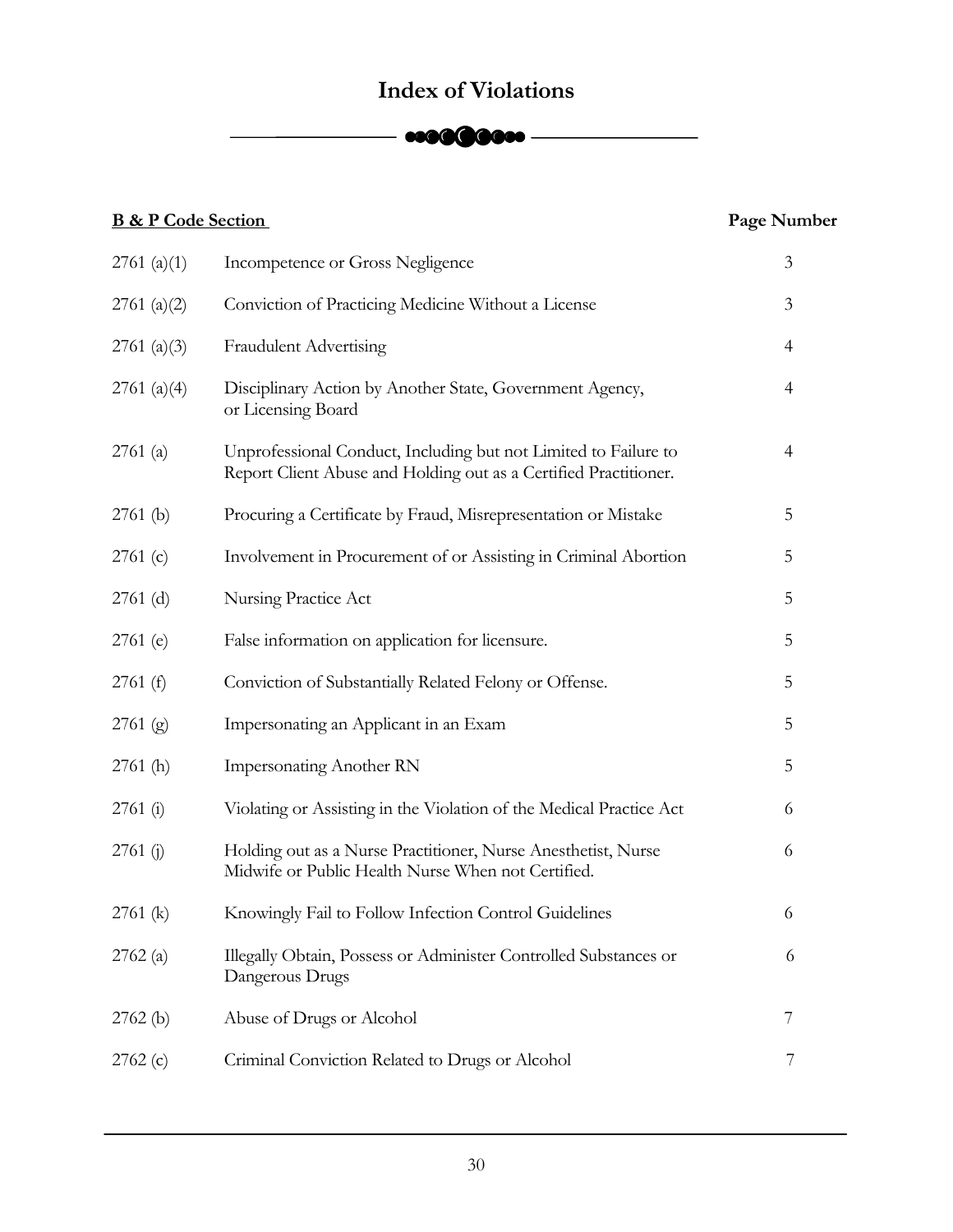# Index of Violations

| B & P Code Section | | Page Number |
|---|---|---|
| 2761 (a)(1) | Incompetence or Gross Negligence | 3 |
| 2761 (a)(2) | Conviction of Practicing Medicine Without a License | 3 |
| 2761 (a)(3) | Fraudulent Advertising | 4 |
| 2761 (a)(4) | Disciplinary Action by Another State, Government Agency, or Licensing Board | 4 |
| 2761 (a) | Unprofessional Conduct, Including but not Limited to Failure to Report Client Abuse and Holding out as a Certified Practitioner. | 4 |
| 2761 (b) | Procuring a Certificate by Fraud, Misrepresentation or Mistake | 5 |
| 2761 (c) | Involvement in Procurement of or Assisting in Criminal Abortion | 5 |
| 2761 (d) | Nursing Practice Act | 5 |
| 2761 (e) | False information on application for licensure. | 5 |
| 2761 (f) | Conviction of Substantially Related Felony or Offense. | 5 |
| 2761 (g) | Impersonating an Applicant in an Exam | 5 |
| 2761 (h) | Impersonating Another RN | 5 |
| 2761 (i) | Violating or Assisting in the Violation of the Medical Practice Act | 6 |
| 2761 (j) | Holding out as a Nurse Practitioner, Nurse Anesthetist, Nurse Midwife or Public Health Nurse When not Certified. | 6 |
| 2761 (k) | Knowingly Fail to Follow Infection Control Guidelines | 6 |
| 2762 (a) | Illegally Obtain, Possess or Administer Controlled Substances or Dangerous Drugs | 6 |
| 2762 (b) | Abuse of Drugs or Alcohol | 7 |
| 2762 (c) | Criminal Conviction Related to Drugs or Alcohol | 7 |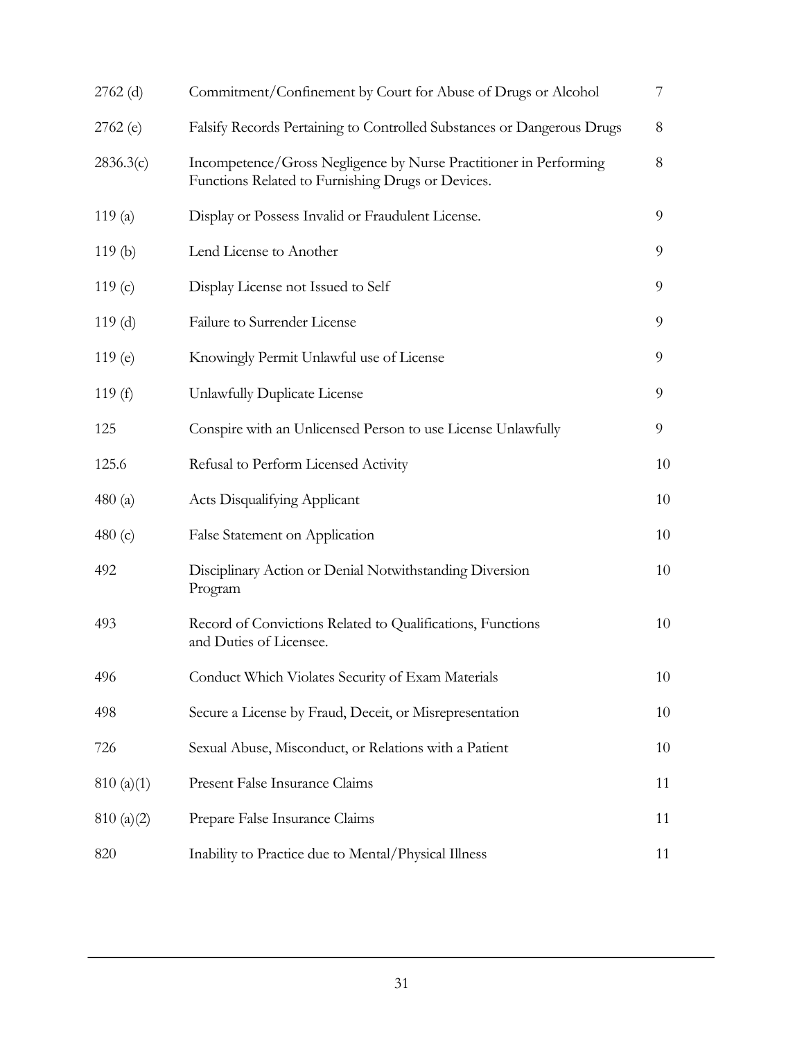| | | |
|---|---|---|
| 2762 (d) | Commitment/Confinement by Court for Abuse of Drugs or Alcohol | 7 |
| 2762 (e) | Falsify Records Pertaining to Controlled Substances or Dangerous Drugs | 8 |
| 2836.3(c) | Incompetence/Gross Negligence by Nurse Practitioner in Performing Functions Related to Furnishing Drugs or Devices. | 8 |
| 119 (a) | Display or Possess Invalid or Fraudulent License. | 9 |
| 119 (b) | Lend License to Another | 9 |
| 119 (c) | Display License not Issued to Self | 9 |
| 119 (d) | Failure to Surrender License | 9 |
| 119 (e) | Knowingly Permit Unlawful use of License | 9 |
| 119 (f) | Unlawfully Duplicate License | 9 |
| 125 | Conspire with an Unlicensed Person to use License Unlawfully | 9 |
| 125.6 | Refusal to Perform Licensed Activity | 10 |
| 480 (a) | Acts Disqualifying Applicant | 10 |
| 480 (c) | False Statement on Application | 10 |
| 492 | Disciplinary Action or Denial Notwithstanding Diversion Program | 10 |
| 493 | Record of Convictions Related to Qualifications, Functions and Duties of Licensee. | 10 |
| 496 | Conduct Which Violates Security of Exam Materials | 10 |
| 498 | Secure a License by Fraud, Deceit, or Misrepresentation | 10 |
| 726 | Sexual Abuse, Misconduct, or Relations with a Patient | 10 |
| 810 (a)(1) | Present False Insurance Claims | 11 |
| 810 (a)(2) | Prepare False Insurance Claims | 11 |
| 820 | Inability to Practice due to Mental/Physical Illness | 11 |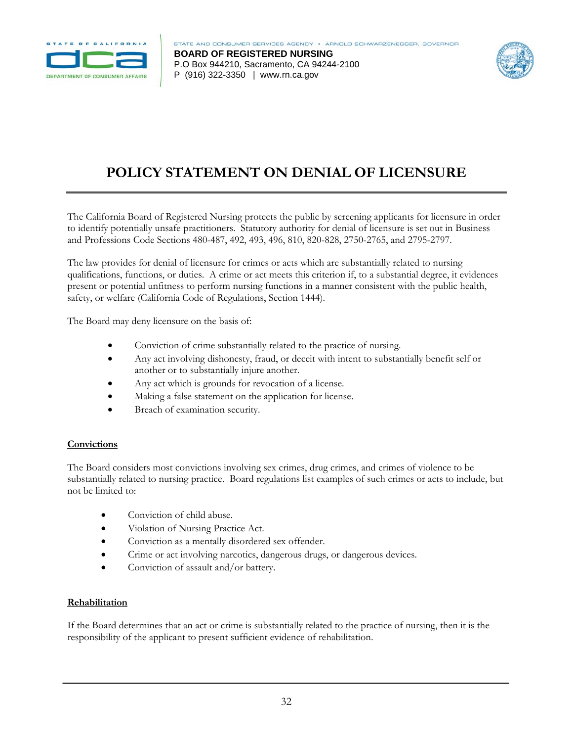STATE AND CONSUMER SERVICES AGENCY • ARNOLD SCHWARZENEGGER, GOVERNOR

**BOARD OF REGISTERED NURSING**
P.O Box 944210, Sacramento, CA 94244-2100
P (916) 322-3350 | www.rn.ca.gov

# POLICY STATEMENT ON DENIAL OF LICENSURE

The California Board of Registered Nursing protects the public by screening applicants for licensure in order to identify potentially unsafe practitioners. Statutory authority for denial of licensure is set out in Business and Professions Code Sections 480-487, 492, 493, 496, 810, 820-828, 2750-2765, and 2795-2797.

The law provides for denial of licensure for crimes or acts which are substantially related to nursing qualifications, functions, or duties. A crime or act meets this criterion if, to a substantial degree, it evidences present or potential unfitness to perform nursing functions in a manner consistent with the public health, safety, or welfare (California Code of Regulations, Section 1444).

The Board may deny licensure on the basis of:

- Conviction of crime substantially related to the practice of nursing.
- Any act involving dishonesty, fraud, or deceit with intent to substantially benefit self or another or to substantially injure another.
- Any act which is grounds for revocation of a license.
- Making a false statement on the application for license.
- Breach of examination security.

## Convictions

The Board considers most convictions involving sex crimes, drug crimes, and crimes of violence to be substantially related to nursing practice. Board regulations list examples of such crimes or acts to include, but not be limited to:

- Conviction of child abuse.
- Violation of Nursing Practice Act.
- Conviction as a mentally disordered sex offender.
- Crime or act involving narcotics, dangerous drugs, or dangerous devices.
- Conviction of assault and/or battery.

## Rehabilitation

If the Board determines that an act or crime is substantially related to the practice of nursing, then it is the responsibility of the applicant to present sufficient evidence of rehabilitation.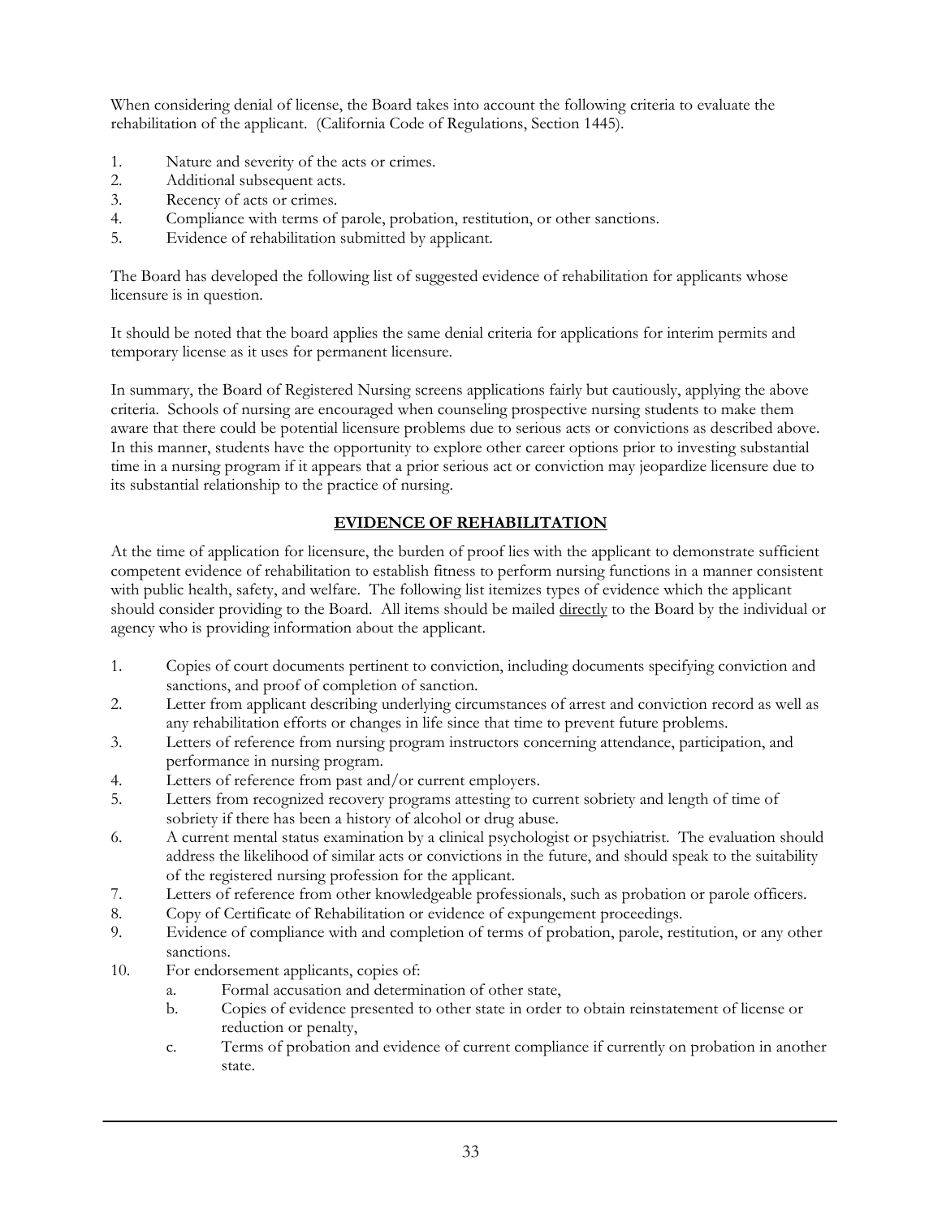When considering denial of license, the Board takes into account the following criteria to evaluate the rehabilitation of the applicant. (California Code of Regulations, Section 1445).

1. Nature and severity of the acts or crimes.
2. Additional subsequent acts.
3. Recency of acts or crimes.
4. Compliance with terms of parole, probation, restitution, or other sanctions.
5. Evidence of rehabilitation submitted by applicant.

The Board has developed the following list of suggested evidence of rehabilitation for applicants whose licensure is in question.

It should be noted that the board applies the same denial criteria for applications for interim permits and temporary license as it uses for permanent licensure.

In summary, the Board of Registered Nursing screens applications fairly but cautiously, applying the above criteria. Schools of nursing are encouraged when counseling prospective nursing students to make them aware that there could be potential licensure problems due to serious acts or convictions as described above. In this manner, students have the opportunity to explore other career options prior to investing substantial time in a nursing program if it appears that a prior serious act or conviction may jeopardize licensure due to its substantial relationship to the practice of nursing.

## EVIDENCE OF REHABILITATION

At the time of application for licensure, the burden of proof lies with the applicant to demonstrate sufficient competent evidence of rehabilitation to establish fitness to perform nursing functions in a manner consistent with public health, safety, and welfare. The following list itemizes types of evidence which the applicant should consider providing to the Board. All items should be mailed directly to the Board by the individual or agency who is providing information about the applicant.

1. Copies of court documents pertinent to conviction, including documents specifying conviction and sanctions, and proof of completion of sanction.
2. Letter from applicant describing underlying circumstances of arrest and conviction record as well as any rehabilitation efforts or changes in life since that time to prevent future problems.
3. Letters of reference from nursing program instructors concerning attendance, participation, and performance in nursing program.
4. Letters of reference from past and/or current employers.
5. Letters from recognized recovery programs attesting to current sobriety and length of time of sobriety if there has been a history of alcohol or drug abuse.
6. A current mental status examination by a clinical psychologist or psychiatrist. The evaluation should address the likelihood of similar acts or convictions in the future, and should speak to the suitability of the registered nursing profession for the applicant.
7. Letters of reference from other knowledgeable professionals, such as probation or parole officers.
8. Copy of Certificate of Rehabilitation or evidence of expungement proceedings.
9. Evidence of compliance with and completion of terms of probation, parole, restitution, or any other sanctions.
10. For endorsement applicants, copies of:
    a. Formal accusation and determination of other state,
    b. Copies of evidence presented to other state in order to obtain reinstatement of license or reduction or penalty,
    c. Terms of probation and evidence of current compliance if currently on probation in another state.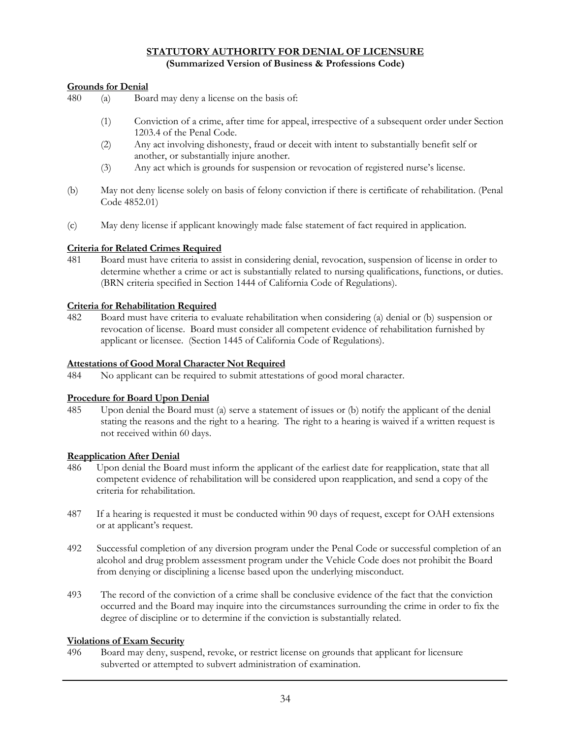# STATUTORY AUTHORITY FOR DENIAL OF LICENSURE

**(Summarized Version of Business & Professions Code)**

**Grounds for Denial**

480 (a) Board may deny a license on the basis of:

(1) Conviction of a crime, after time for appeal, irrespective of a subsequent order under Section 1203.4 of the Penal Code.

(2) Any act involving dishonesty, fraud or deceit with intent to substantially benefit self or another, or substantially injure another.

(3) Any act which is grounds for suspension or revocation of registered nurse's license.

(b) May not deny license solely on basis of felony conviction if there is certificate of rehabilitation. (Penal Code 4852.01)

(c) May deny license if applicant knowingly made false statement of fact required in application.

**Criteria for Related Crimes Required**

481 Board must have criteria to assist in considering denial, revocation, suspension of license in order to determine whether a crime or act is substantially related to nursing qualifications, functions, or duties. (BRN criteria specified in Section 1444 of California Code of Regulations).

**Criteria for Rehabilitation Required**

482 Board must have criteria to evaluate rehabilitation when considering (a) denial or (b) suspension or revocation of license. Board must consider all competent evidence of rehabilitation furnished by applicant or licensee. (Section 1445 of California Code of Regulations).

**Attestations of Good Moral Character Not Required**

484 No applicant can be required to submit attestations of good moral character.

**Procedure for Board Upon Denial**

485 Upon denial the Board must (a) serve a statement of issues or (b) notify the applicant of the denial stating the reasons and the right to a hearing. The right to a hearing is waived if a written request is not received within 60 days.

**Reapplication After Denial**

486 Upon denial the Board must inform the applicant of the earliest date for reapplication, state that all competent evidence of rehabilitation will be considered upon reapplication, and send a copy of the criteria for rehabilitation.

487 If a hearing is requested it must be conducted within 90 days of request, except for OAH extensions or at applicant's request.

492 Successful completion of any diversion program under the Penal Code or successful completion of an alcohol and drug problem assessment program under the Vehicle Code does not prohibit the Board from denying or disciplining a license based upon the underlying misconduct.

493 The record of the conviction of a crime shall be conclusive evidence of the fact that the conviction occurred and the Board may inquire into the circumstances surrounding the crime in order to fix the degree of discipline or to determine if the conviction is substantially related.

**Violations of Exam Security**

496 Board may deny, suspend, revoke, or restrict license on grounds that applicant for licensure subverted or attempted to subvert administration of examination.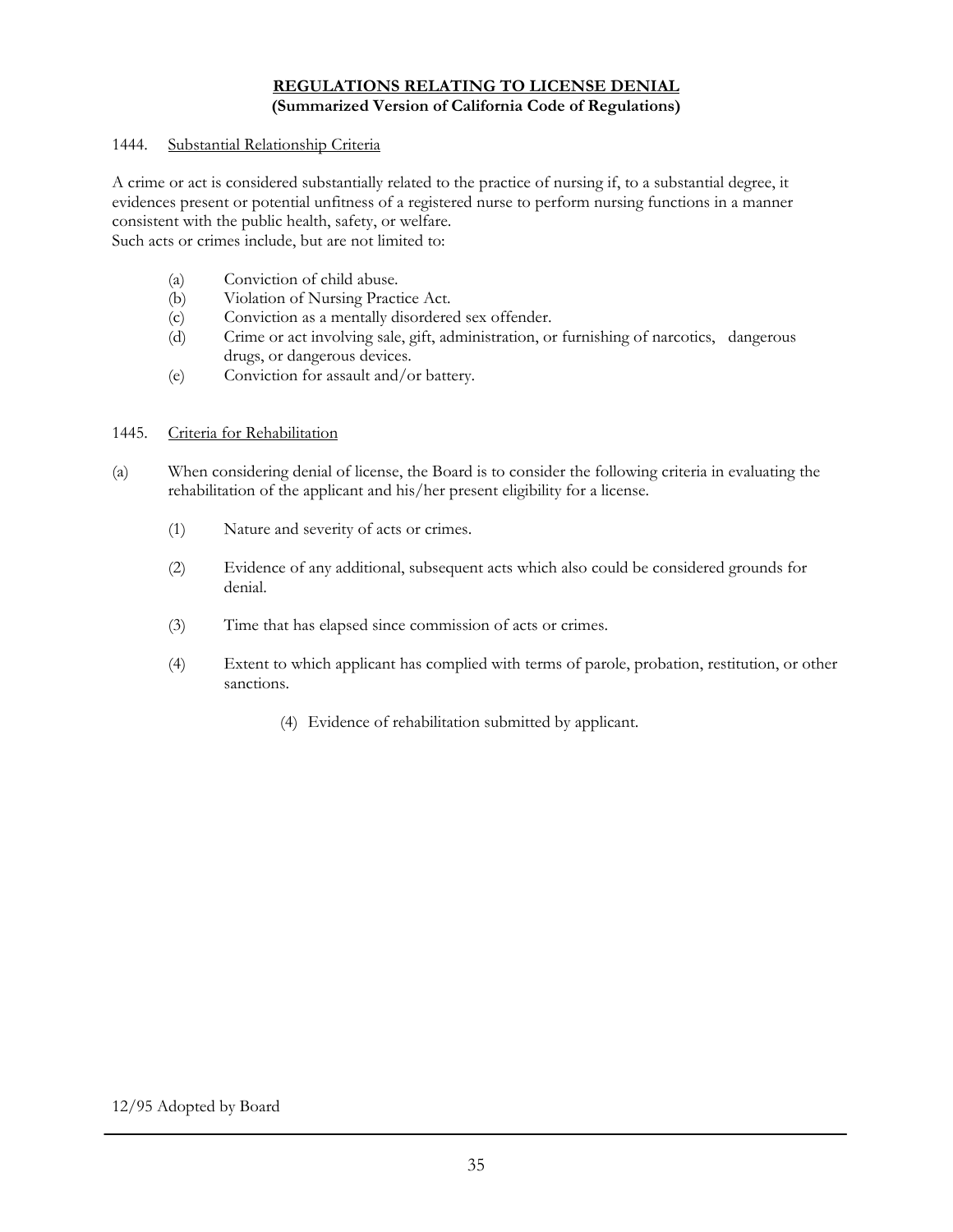# REGULATIONS RELATING TO LICENSE DENIAL

**(Summarized Version of California Code of Regulations)**

1444. Substantial Relationship Criteria

A crime or act is considered substantially related to the practice of nursing if, to a substantial degree, it evidences present or potential unfitness of a registered nurse to perform nursing functions in a manner consistent with the public health, safety, or welfare.
Such acts or crimes include, but are not limited to:

- (a) Conviction of child abuse.
- (b) Violation of Nursing Practice Act.
- (c) Conviction as a mentally disordered sex offender.
- (d) Crime or act involving sale, gift, administration, or furnishing of narcotics, dangerous drugs, or dangerous devices.
- (e) Conviction for assault and/or battery.

1445. Criteria for Rehabilitation

(a) When considering denial of license, the Board is to consider the following criteria in evaluating the rehabilitation of the applicant and his/her present eligibility for a license.

- (1) Nature and severity of acts or crimes.
- (2) Evidence of any additional, subsequent acts which also could be considered grounds for denial.
- (3) Time that has elapsed since commission of acts or crimes.
- (4) Extent to which applicant has complied with terms of parole, probation, restitution, or other sanctions.
- (4) Evidence of rehabilitation submitted by applicant.

12/95 Adopted by Board